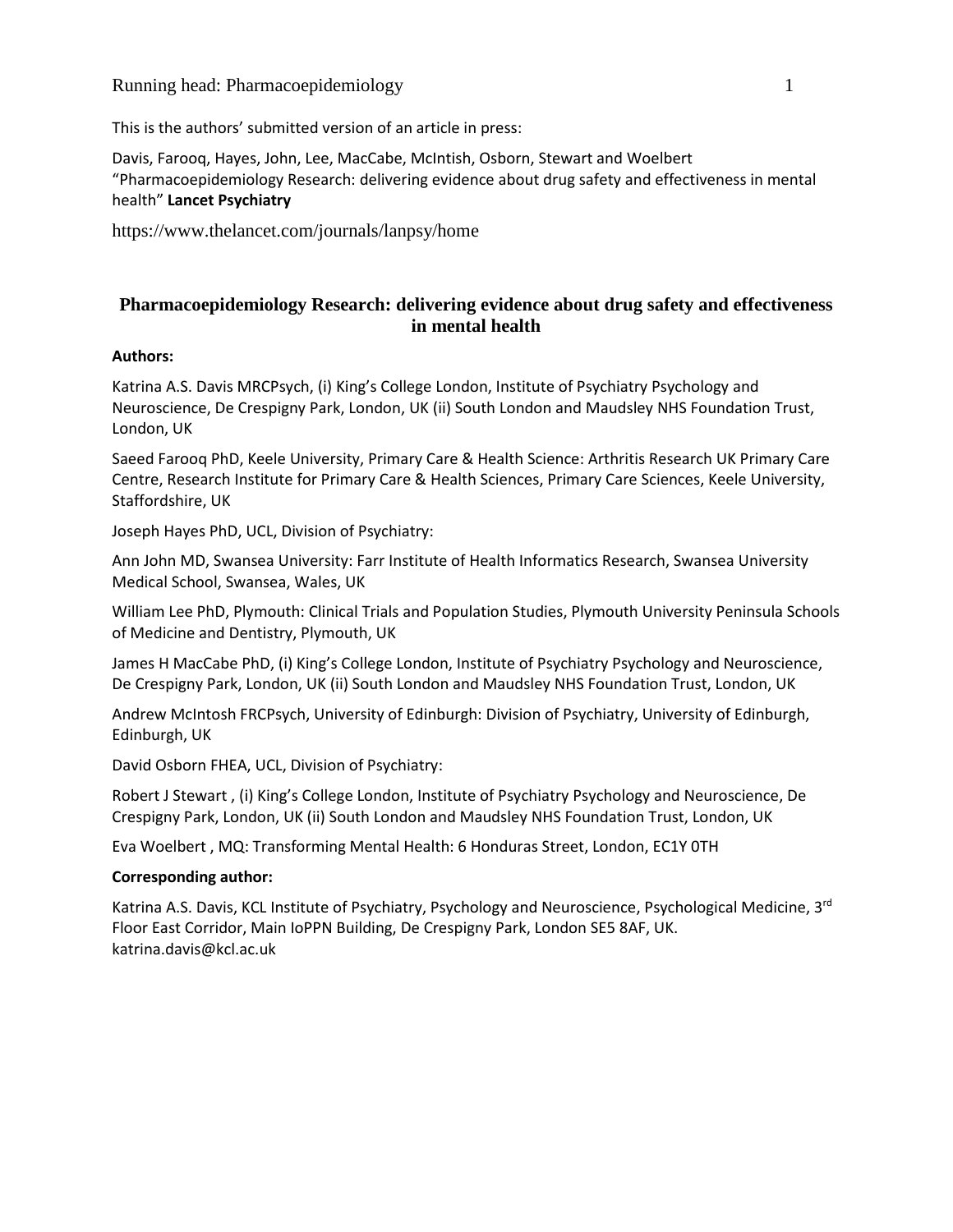This is the authors' submitted version of an article in press:

Davis, Farooq, Hayes, John, Lee, MacCabe, McIntish, Osborn, Stewart and Woelbert "Pharmacoepidemiology Research: delivering evidence about drug safety and effectiveness in mental health" **Lancet Psychiatry**

https://www.thelancet.com/journals/lanpsy/home

# Pharmacoepidemiology Research: delivering evidence about drug safety and effectiveness in mental health

**Authors:**

Katrina A.S. Davis MRCPsych, (i) King's College London, Institute of Psychiatry Psychology and Neuroscience, De Crespigny Park, London, UK (ii) South London and Maudsley NHS Foundation Trust, London, UK

Saeed Farooq PhD, Keele University, Primary Care & Health Science: Arthritis Research UK Primary Care Centre, Research Institute for Primary Care & Health Sciences, Primary Care Sciences, Keele University, Staffordshire, UK

Joseph Hayes PhD, UCL, Division of Psychiatry:

Ann John MD, Swansea University: Farr Institute of Health Informatics Research, Swansea University Medical School, Swansea, Wales, UK

William Lee PhD, Plymouth: Clinical Trials and Population Studies, Plymouth University Peninsula Schools of Medicine and Dentistry, Plymouth, UK

James H MacCabe PhD, (i) King's College London, Institute of Psychiatry Psychology and Neuroscience, De Crespigny Park, London, UK (ii) South London and Maudsley NHS Foundation Trust, London, UK

Andrew McIntosh FRCPsych, University of Edinburgh: Division of Psychiatry, University of Edinburgh, Edinburgh, UK

David Osborn FHEA, UCL, Division of Psychiatry:

Robert J Stewart , (i) King's College London, Institute of Psychiatry Psychology and Neuroscience, De Crespigny Park, London, UK (ii) South London and Maudsley NHS Foundation Trust, London, UK

Eva Woelbert , MQ: Transforming Mental Health: 6 Honduras Street, London, EC1Y 0TH

**Corresponding author:**

Katrina A.S. Davis, KCL Institute of Psychiatry, Psychology and Neuroscience, Psychological Medicine, 3rd Floor East Corridor, Main IoPPN Building, De Crespigny Park, London SE5 8AF, UK. katrina.davis@kcl.ac.uk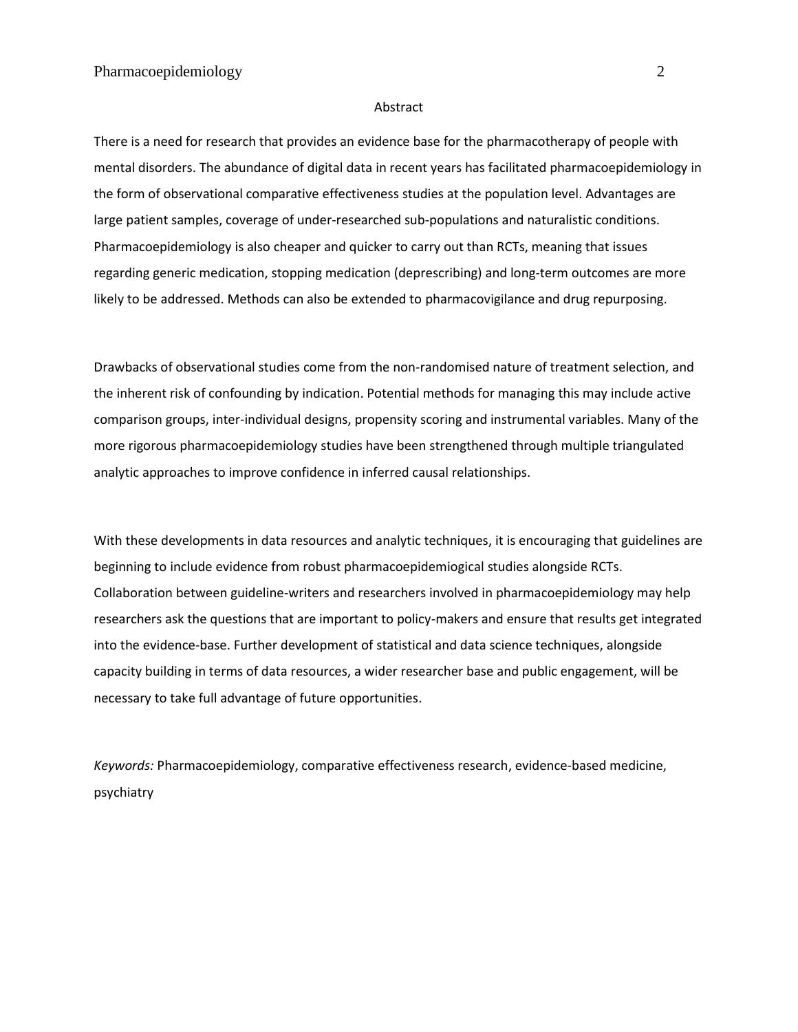# Abstract

There is a need for research that provides an evidence base for the pharmacotherapy of people with mental disorders. The abundance of digital data in recent years has facilitated pharmacoepidemiology in the form of observational comparative effectiveness studies at the population level. Advantages are large patient samples, coverage of under-researched sub-populations and naturalistic conditions. Pharmacoepidemiology is also cheaper and quicker to carry out than RCTs, meaning that issues regarding generic medication, stopping medication (deprescribing) and long-term outcomes are more likely to be addressed. Methods can also be extended to pharmacovigilance and drug repurposing.

Drawbacks of observational studies come from the non-randomised nature of treatment selection, and the inherent risk of confounding by indication. Potential methods for managing this may include active comparison groups, inter-individual designs, propensity scoring and instrumental variables. Many of the more rigorous pharmacoepidemiology studies have been strengthened through multiple triangulated analytic approaches to improve confidence in inferred causal relationships.

With these developments in data resources and analytic techniques, it is encouraging that guidelines are beginning to include evidence from robust pharmacoepidemiogical studies alongside RCTs. Collaboration between guideline-writers and researchers involved in pharmacoepidemiology may help researchers ask the questions that are important to policy-makers and ensure that results get integrated into the evidence-base. Further development of statistical and data science techniques, alongside capacity building in terms of data resources, a wider researcher base and public engagement, will be necessary to take full advantage of future opportunities.

*Keywords:* Pharmacoepidemiology, comparative effectiveness research, evidence-based medicine, psychiatry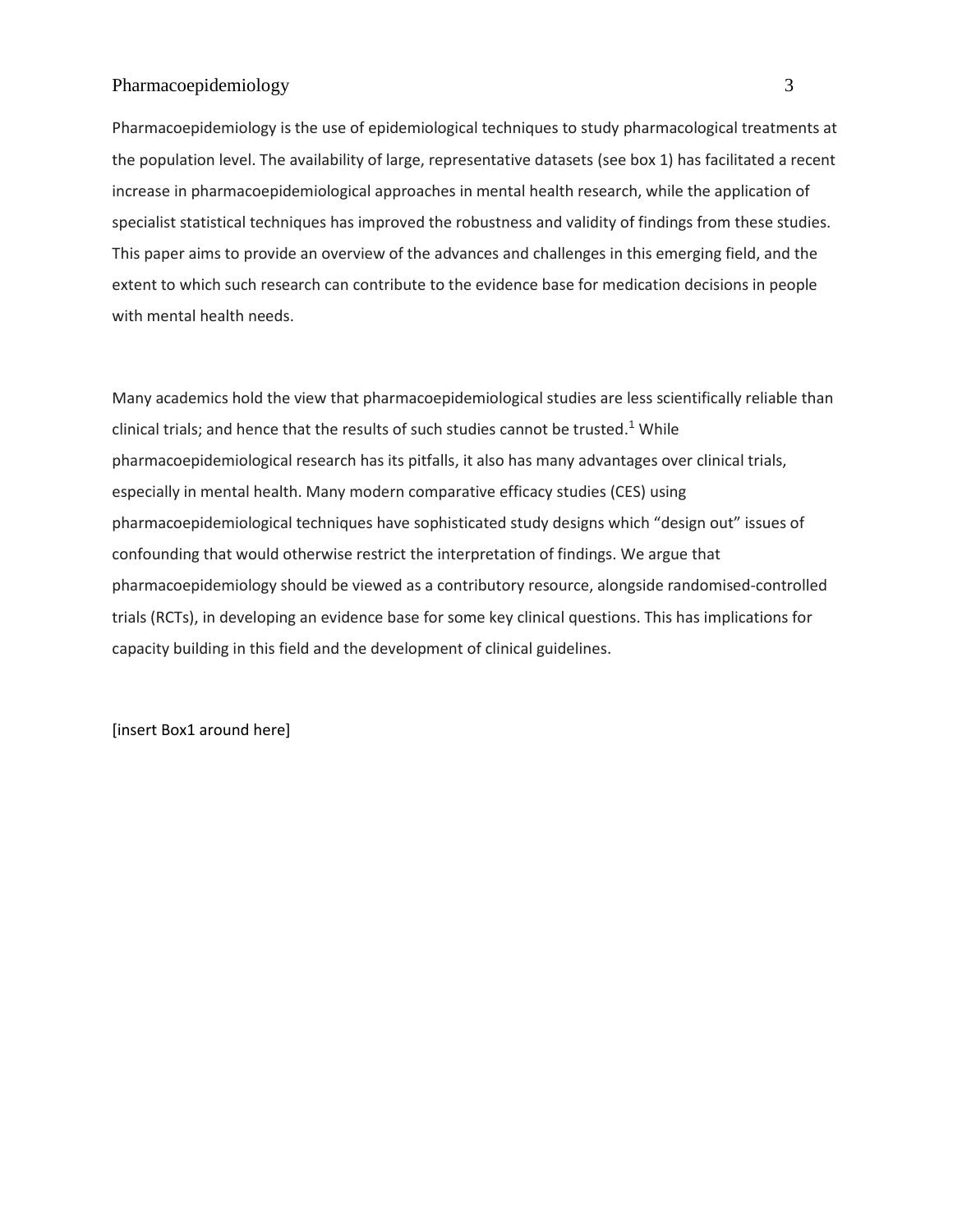Pharmacoepidemiology is the use of epidemiological techniques to study pharmacological treatments at the population level. The availability of large, representative datasets (see box 1) has facilitated a recent increase in pharmacoepidemiological approaches in mental health research, while the application of specialist statistical techniques has improved the robustness and validity of findings from these studies. This paper aims to provide an overview of the advances and challenges in this emerging field, and the extent to which such research can contribute to the evidence base for medication decisions in people with mental health needs.

Many academics hold the view that pharmacoepidemiological studies are less scientifically reliable than clinical trials; and hence that the results of such studies cannot be trusted.[1] While pharmacoepidemiological research has its pitfalls, it also has many advantages over clinical trials, especially in mental health. Many modern comparative efficacy studies (CES) using pharmacoepidemiological techniques have sophisticated study designs which "design out" issues of confounding that would otherwise restrict the interpretation of findings. We argue that pharmacoepidemiology should be viewed as a contributory resource, alongside randomised-controlled trials (RCTs), in developing an evidence base for some key clinical questions. This has implications for capacity building in this field and the development of clinical guidelines.

[insert Box1 around here]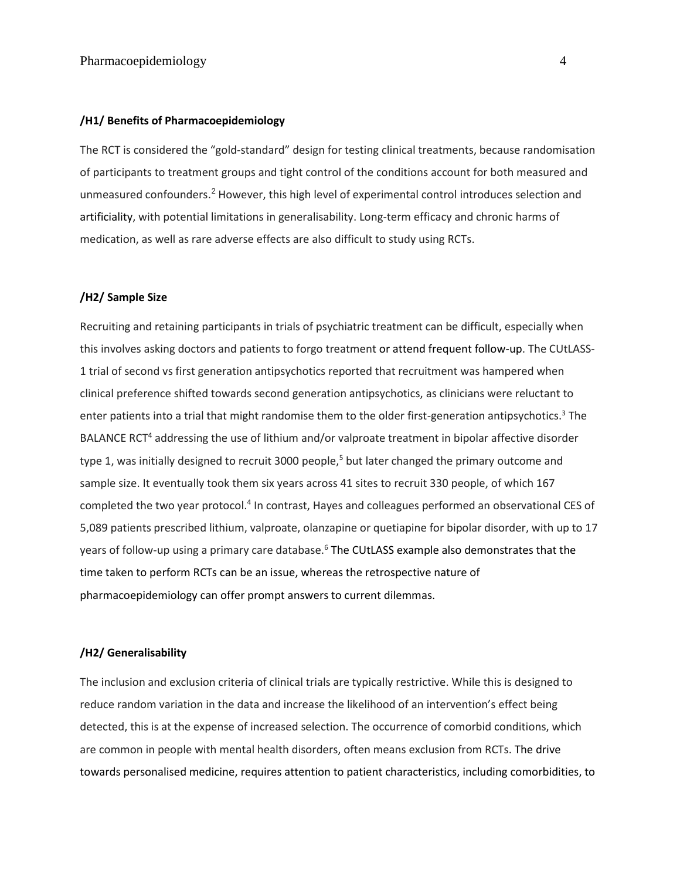# /H1/ Benefits of Pharmacoepidemiology

The RCT is considered the "gold-standard" design for testing clinical treatments, because randomisation of participants to treatment groups and tight control of the conditions account for both measured and unmeasured confounders.[2] However, this high level of experimental control introduces selection and artificiality, with potential limitations in generalisability. Long-term efficacy and chronic harms of medication, as well as rare adverse effects are also difficult to study using RCTs.

## /H2/ Sample Size

Recruiting and retaining participants in trials of psychiatric treatment can be difficult, especially when this involves asking doctors and patients to forgo treatment or attend frequent follow-up. The CUtLASS-1 trial of second vs first generation antipsychotics reported that recruitment was hampered when clinical preference shifted towards second generation antipsychotics, as clinicians were reluctant to enter patients into a trial that might randomise them to the older first-generation antipsychotics.[3] The BALANCE RCT[4] addressing the use of lithium and/or valproate treatment in bipolar affective disorder type 1, was initially designed to recruit 3000 people,[5] but later changed the primary outcome and sample size. It eventually took them six years across 41 sites to recruit 330 people, of which 167 completed the two year protocol.[4] In contrast, Hayes and colleagues performed an observational CES of 5,089 patients prescribed lithium, valproate, olanzapine or quetiapine for bipolar disorder, with up to 17 years of follow-up using a primary care database.[6] The CUtLASS example also demonstrates that the time taken to perform RCTs can be an issue, whereas the retrospective nature of pharmacoepidemiology can offer prompt answers to current dilemmas.

## /H2/ Generalisability

The inclusion and exclusion criteria of clinical trials are typically restrictive. While this is designed to reduce random variation in the data and increase the likelihood of an intervention's effect being detected, this is at the expense of increased selection. The occurrence of comorbid conditions, which are common in people with mental health disorders, often means exclusion from RCTs. The drive towards personalised medicine, requires attention to patient characteristics, including comorbidities, to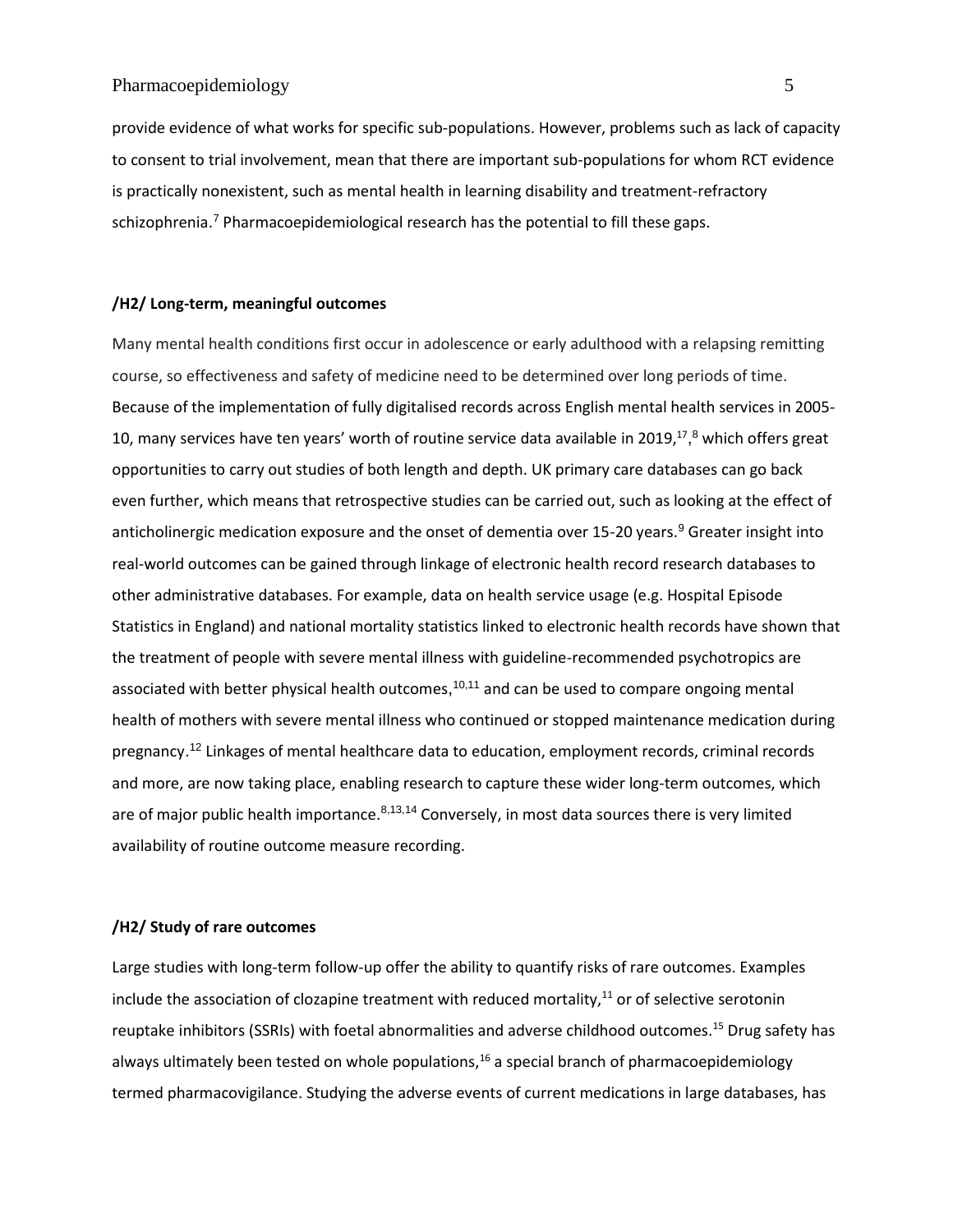provide evidence of what works for specific sub-populations. However, problems such as lack of capacity to consent to trial involvement, mean that there are important sub-populations for whom RCT evidence is practically nonexistent, such as mental health in learning disability and treatment-refractory schizophrenia.[7] Pharmacoepidemiological research has the potential to fill these gaps.

## /H2/ Long-term, meaningful outcomes

Many mental health conditions first occur in adolescence or early adulthood with a relapsing remitting course, so effectiveness and safety of medicine need to be determined over long periods of time. Because of the implementation of fully digitalised records across English mental health services in 2005-10, many services have ten years' worth of routine service data available in 2019,[17],[8] which offers great opportunities to carry out studies of both length and depth. UK primary care databases can go back even further, which means that retrospective studies can be carried out, such as looking at the effect of anticholinergic medication exposure and the onset of dementia over 15-20 years.[9] Greater insight into real-world outcomes can be gained through linkage of electronic health record research databases to other administrative databases. For example, data on health service usage (e.g. Hospital Episode Statistics in England) and national mortality statistics linked to electronic health records have shown that the treatment of people with severe mental illness with guideline-recommended psychotropics are associated with better physical health outcomes,[10,11] and can be used to compare ongoing mental health of mothers with severe mental illness who continued or stopped maintenance medication during pregnancy.[12] Linkages of mental healthcare data to education, employment records, criminal records and more, are now taking place, enabling research to capture these wider long-term outcomes, which are of major public health importance.[8,13,14] Conversely, in most data sources there is very limited availability of routine outcome measure recording.

## /H2/ Study of rare outcomes

Large studies with long-term follow-up offer the ability to quantify risks of rare outcomes. Examples include the association of clozapine treatment with reduced mortality,[11] or of selective serotonin reuptake inhibitors (SSRIs) with foetal abnormalities and adverse childhood outcomes.[15] Drug safety has always ultimately been tested on whole populations,[16] a special branch of pharmacoepidemiology termed pharmacovigilance. Studying the adverse events of current medications in large databases, has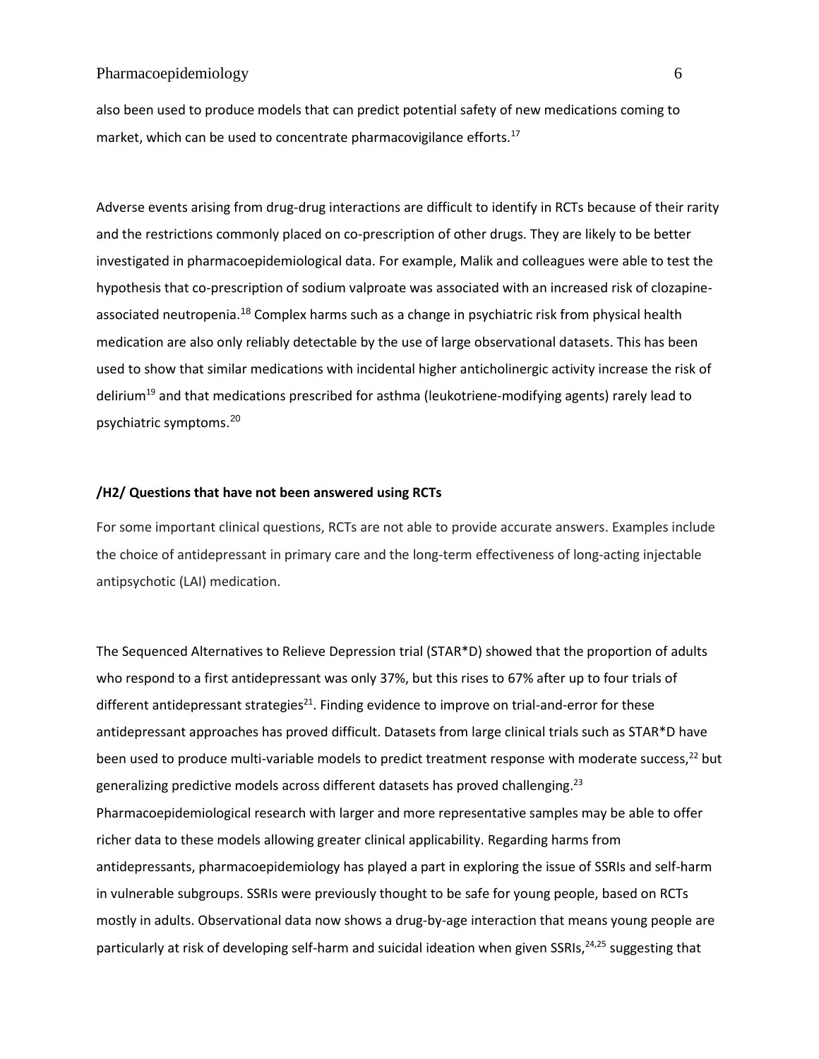also been used to produce models that can predict potential safety of new medications coming to market, which can be used to concentrate pharmacovigilance efforts.[17]

Adverse events arising from drug-drug interactions are difficult to identify in RCTs because of their rarity and the restrictions commonly placed on co-prescription of other drugs. They are likely to be better investigated in pharmacoepidemiological data. For example, Malik and colleagues were able to test the hypothesis that co-prescription of sodium valproate was associated with an increased risk of clozapine-associated neutropenia.[18] Complex harms such as a change in psychiatric risk from physical health medication are also only reliably detectable by the use of large observational datasets. This has been used to show that similar medications with incidental higher anticholinergic activity increase the risk of delirium[19] and that medications prescribed for asthma (leukotriene-modifying agents) rarely lead to psychiatric symptoms.[20]

## /H2/ Questions that have not been answered using RCTs

For some important clinical questions, RCTs are not able to provide accurate answers. Examples include the choice of antidepressant in primary care and the long-term effectiveness of long-acting injectable antipsychotic (LAI) medication.

The Sequenced Alternatives to Relieve Depression trial (STAR*D) showed that the proportion of adults who respond to a first antidepressant was only 37%, but this rises to 67% after up to four trials of different antidepressant strategies[21]. Finding evidence to improve on trial-and-error for these antidepressant approaches has proved difficult. Datasets from large clinical trials such as STAR*D have been used to produce multi-variable models to predict treatment response with moderate success,[22] but generalizing predictive models across different datasets has proved challenging.[23] Pharmacoepidemiological research with larger and more representative samples may be able to offer richer data to these models allowing greater clinical applicability. Regarding harms from antidepressants, pharmacoepidemiology has played a part in exploring the issue of SSRIs and self-harm in vulnerable subgroups. SSRIs were previously thought to be safe for young people, based on RCTs mostly in adults. Observational data now shows a drug-by-age interaction that means young people are particularly at risk of developing self-harm and suicidal ideation when given SSRIs,[24,25] suggesting that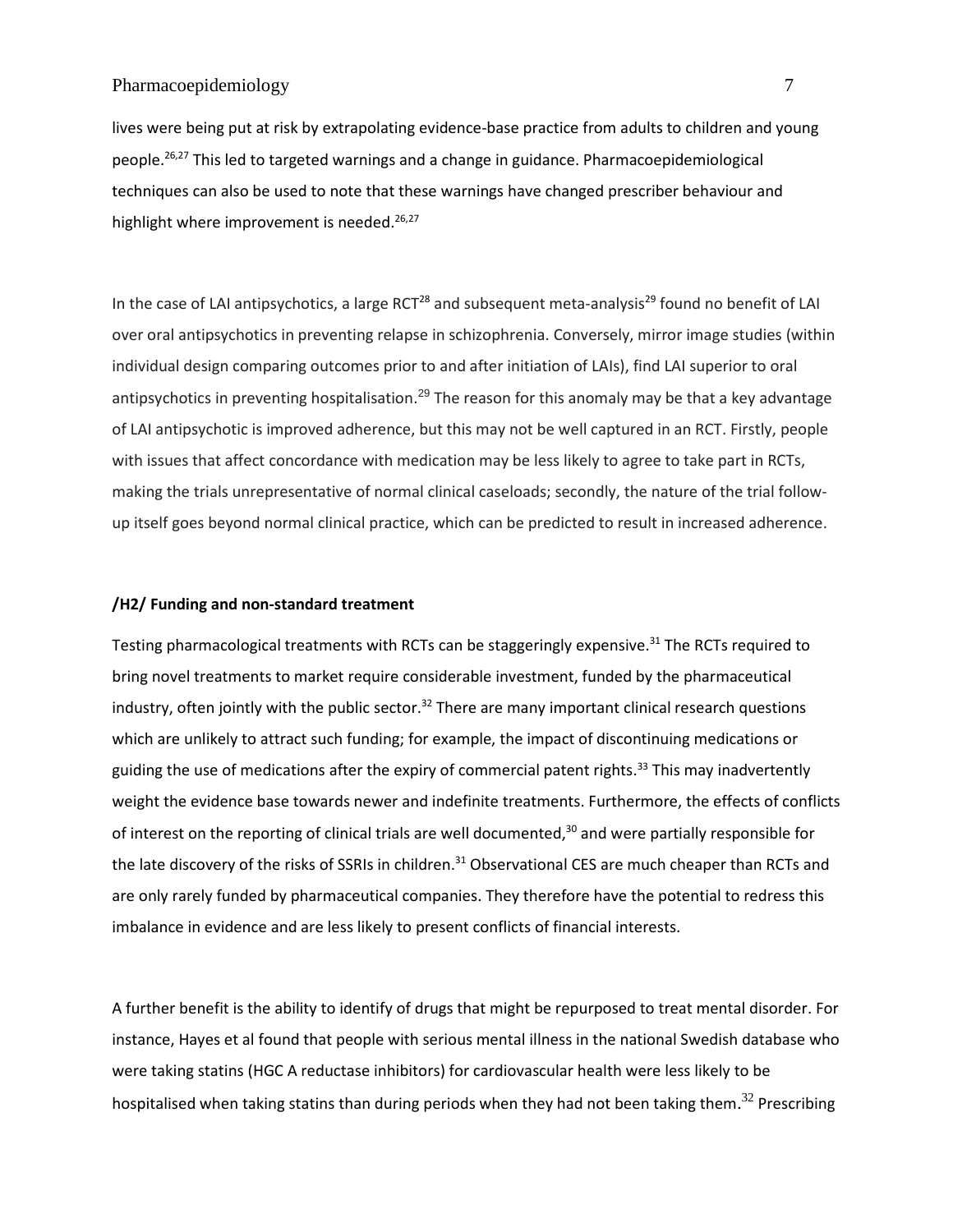lives were being put at risk by extrapolating evidence-base practice from adults to children and young people.[26,27] This led to targeted warnings and a change in guidance. Pharmacoepidemiological techniques can also be used to note that these warnings have changed prescriber behaviour and highlight where improvement is needed.[26,27]

In the case of LAI antipsychotics, a large RCT[28] and subsequent meta-analysis[29] found no benefit of LAI over oral antipsychotics in preventing relapse in schizophrenia. Conversely, mirror image studies (within individual design comparing outcomes prior to and after initiation of LAIs), find LAI superior to oral antipsychotics in preventing hospitalisation.[29] The reason for this anomaly may be that a key advantage of LAI antipsychotic is improved adherence, but this may not be well captured in an RCT. Firstly, people with issues that affect concordance with medication may be less likely to agree to take part in RCTs, making the trials unrepresentative of normal clinical caseloads; secondly, the nature of the trial follow-up itself goes beyond normal clinical practice, which can be predicted to result in increased adherence.

## /H2/ Funding and non-standard treatment

Testing pharmacological treatments with RCTs can be staggeringly expensive.[31] The RCTs required to bring novel treatments to market require considerable investment, funded by the pharmaceutical industry, often jointly with the public sector.[32] There are many important clinical research questions which are unlikely to attract such funding; for example, the impact of discontinuing medications or guiding the use of medications after the expiry of commercial patent rights.[33] This may inadvertently weight the evidence base towards newer and indefinite treatments. Furthermore, the effects of conflicts of interest on the reporting of clinical trials are well documented,[30] and were partially responsible for the late discovery of the risks of SSRIs in children.[31] Observational CES are much cheaper than RCTs and are only rarely funded by pharmaceutical companies. They therefore have the potential to redress this imbalance in evidence and are less likely to present conflicts of financial interests.

A further benefit is the ability to identify of drugs that might be repurposed to treat mental disorder. For instance, Hayes et al found that people with serious mental illness in the national Swedish database who were taking statins (HGC A reductase inhibitors) for cardiovascular health were less likely to be hospitalised when taking statins than during periods when they had not been taking them.[32] Prescribing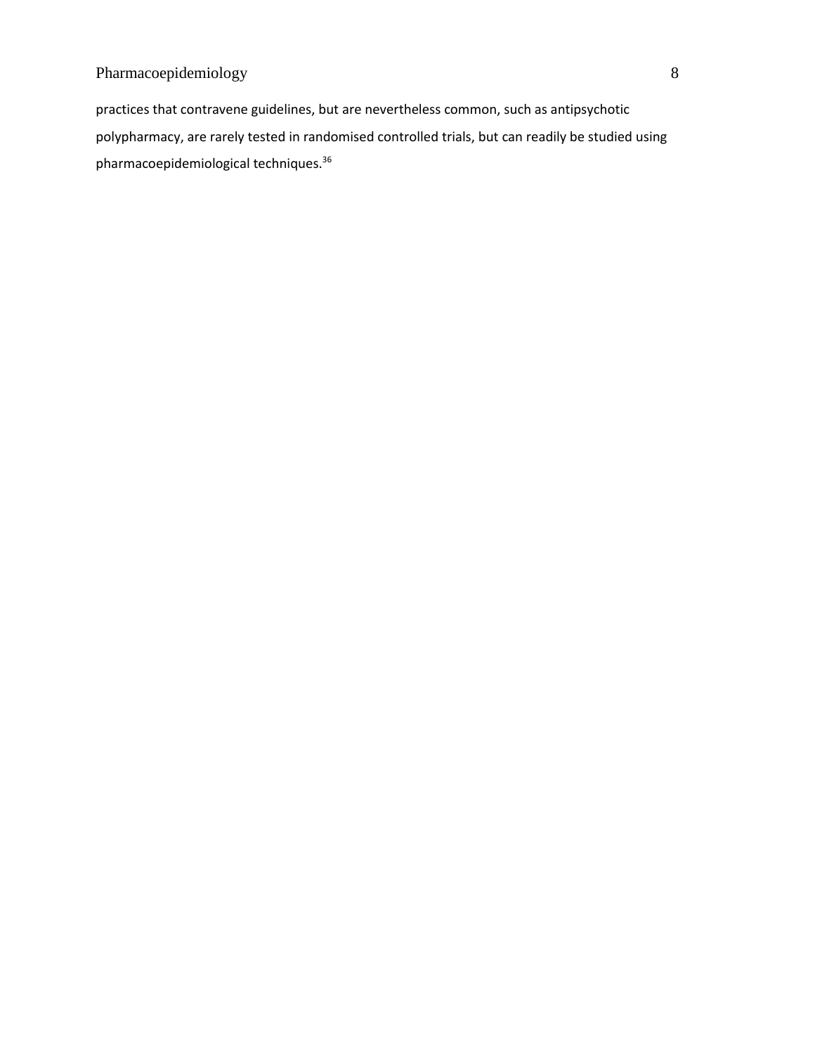practices that contravene guidelines, but are nevertheless common, such as antipsychotic polypharmacy, are rarely tested in randomised controlled trials, but can readily be studied using pharmacoepidemiological techniques.[36]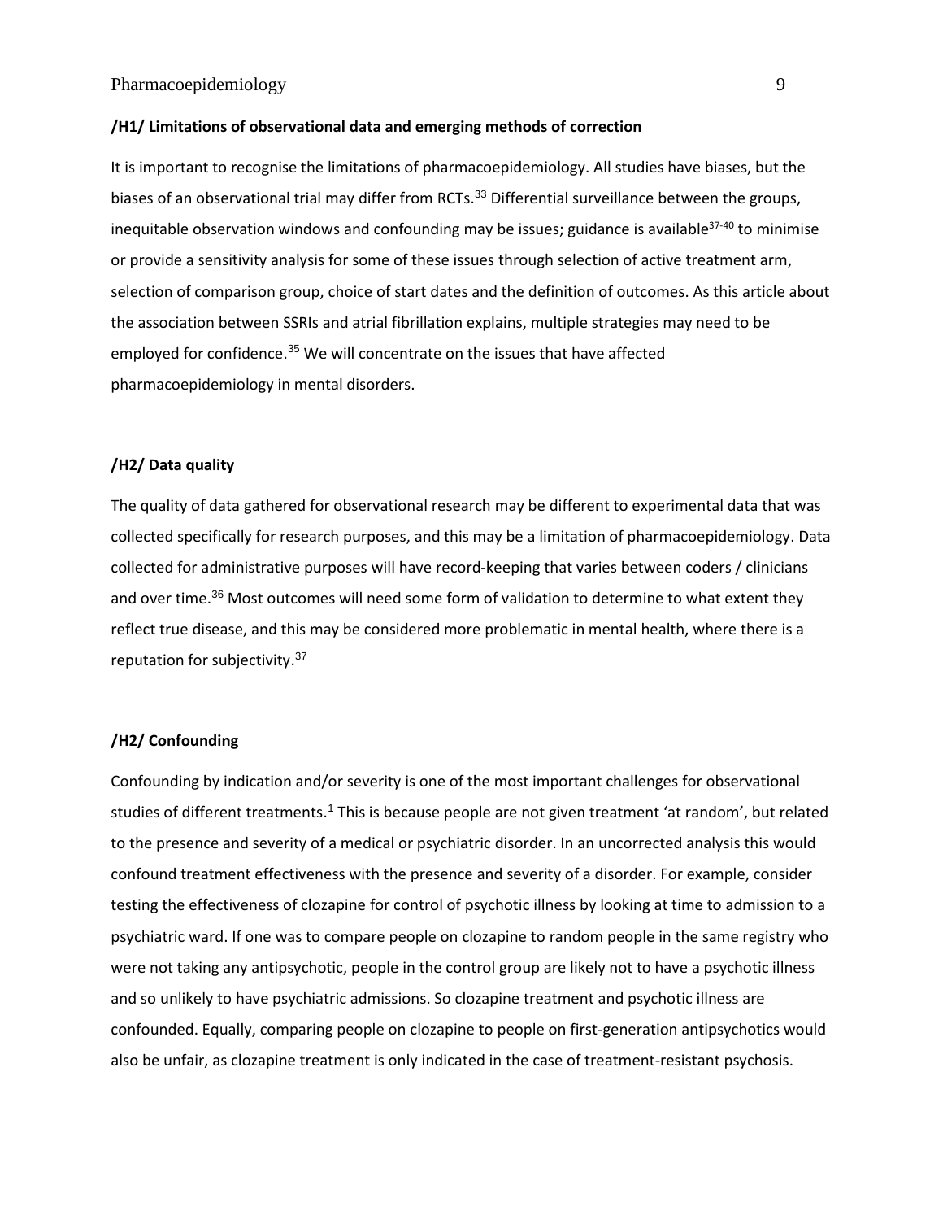**/H1/ Limitations of observational data and emerging methods of correction**

It is important to recognise the limitations of pharmacoepidemiology. All studies have biases, but the biases of an observational trial may differ from RCTs.[33] Differential surveillance between the groups, inequitable observation windows and confounding may be issues; guidance is available[37-40] to minimise or provide a sensitivity analysis for some of these issues through selection of active treatment arm, selection of comparison group, choice of start dates and the definition of outcomes. As this article about the association between SSRIs and atrial fibrillation explains, multiple strategies may need to be employed for confidence.[35] We will concentrate on the issues that have affected pharmacoepidemiology in mental disorders.

**/H2/ Data quality**

The quality of data gathered for observational research may be different to experimental data that was collected specifically for research purposes, and this may be a limitation of pharmacoepidemiology. Data collected for administrative purposes will have record-keeping that varies between coders / clinicians and over time.[36] Most outcomes will need some form of validation to determine to what extent they reflect true disease, and this may be considered more problematic in mental health, where there is a reputation for subjectivity.[37]

**/H2/ Confounding**

Confounding by indication and/or severity is one of the most important challenges for observational studies of different treatments.[1] This is because people are not given treatment 'at random', but related to the presence and severity of a medical or psychiatric disorder. In an uncorrected analysis this would confound treatment effectiveness with the presence and severity of a disorder. For example, consider testing the effectiveness of clozapine for control of psychotic illness by looking at time to admission to a psychiatric ward. If one was to compare people on clozapine to random people in the same registry who were not taking any antipsychotic, people in the control group are likely not to have a psychotic illness and so unlikely to have psychiatric admissions. So clozapine treatment and psychotic illness are confounded. Equally, comparing people on clozapine to people on first-generation antipsychotics would also be unfair, as clozapine treatment is only indicated in the case of treatment-resistant psychosis.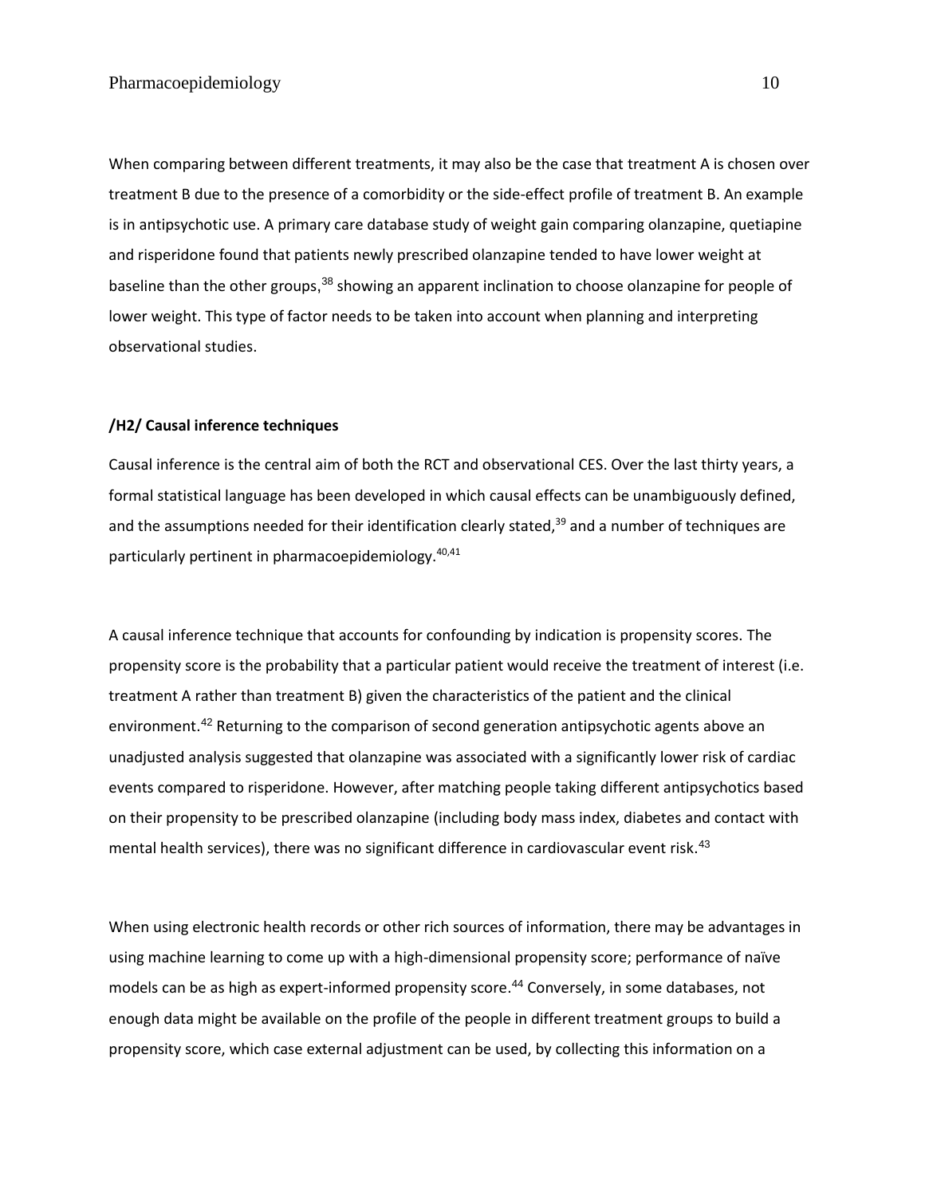When comparing between different treatments, it may also be the case that treatment A is chosen over treatment B due to the presence of a comorbidity or the side-effect profile of treatment B. An example is in antipsychotic use. A primary care database study of weight gain comparing olanzapine, quetiapine and risperidone found that patients newly prescribed olanzapine tended to have lower weight at baseline than the other groups,[38] showing an apparent inclination to choose olanzapine for people of lower weight. This type of factor needs to be taken into account when planning and interpreting observational studies.

## /H2/ Causal inference techniques

Causal inference is the central aim of both the RCT and observational CES. Over the last thirty years, a formal statistical language has been developed in which causal effects can be unambiguously defined, and the assumptions needed for their identification clearly stated,[39] and a number of techniques are particularly pertinent in pharmacoepidemiology.[40,41]

A causal inference technique that accounts for confounding by indication is propensity scores. The propensity score is the probability that a particular patient would receive the treatment of interest (i.e. treatment A rather than treatment B) given the characteristics of the patient and the clinical environment.[42] Returning to the comparison of second generation antipsychotic agents above an unadjusted analysis suggested that olanzapine was associated with a significantly lower risk of cardiac events compared to risperidone. However, after matching people taking different antipsychotics based on their propensity to be prescribed olanzapine (including body mass index, diabetes and contact with mental health services), there was no significant difference in cardiovascular event risk.[43]

When using electronic health records or other rich sources of information, there may be advantages in using machine learning to come up with a high-dimensional propensity score; performance of naïve models can be as high as expert-informed propensity score.[44] Conversely, in some databases, not enough data might be available on the profile of the people in different treatment groups to build a propensity score, which case external adjustment can be used, by collecting this information on a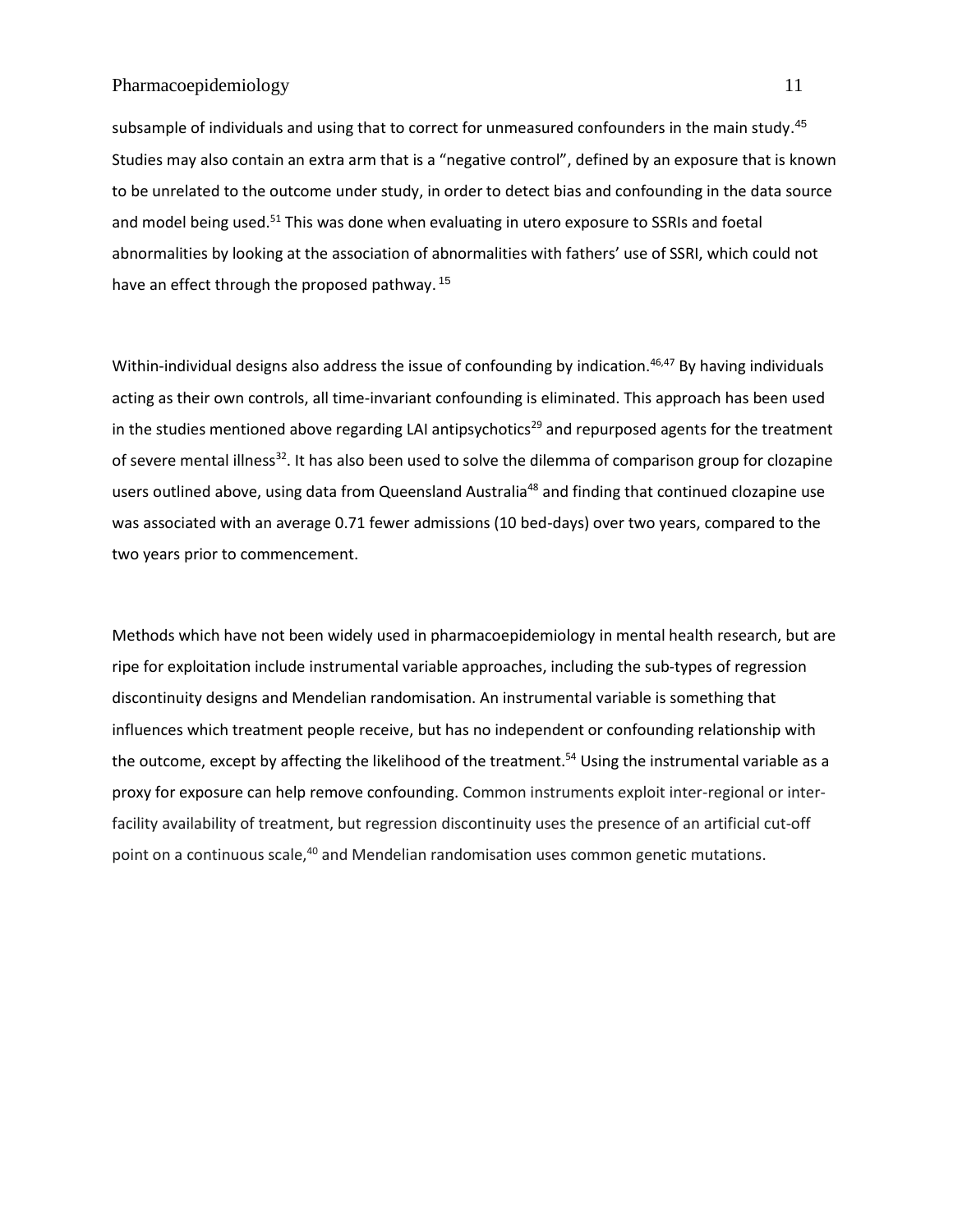subsample of individuals and using that to correct for unmeasured confounders in the main study.[45] Studies may also contain an extra arm that is a "negative control", defined by an exposure that is known to be unrelated to the outcome under study, in order to detect bias and confounding in the data source and model being used.[51] This was done when evaluating in utero exposure to SSRIs and foetal abnormalities by looking at the association of abnormalities with fathers' use of SSRI, which could not have an effect through the proposed pathway. [15]

Within-individual designs also address the issue of confounding by indication.[46,47] By having individuals acting as their own controls, all time-invariant confounding is eliminated. This approach has been used in the studies mentioned above regarding LAI antipsychotics[29] and repurposed agents for the treatment of severe mental illness[32]. It has also been used to solve the dilemma of comparison group for clozapine users outlined above, using data from Queensland Australia[48] and finding that continued clozapine use was associated with an average 0.71 fewer admissions (10 bed-days) over two years, compared to the two years prior to commencement.

Methods which have not been widely used in pharmacoepidemiology in mental health research, but are ripe for exploitation include instrumental variable approaches, including the sub-types of regression discontinuity designs and Mendelian randomisation. An instrumental variable is something that influences which treatment people receive, but has no independent or confounding relationship with the outcome, except by affecting the likelihood of the treatment.[54] Using the instrumental variable as a proxy for exposure can help remove confounding. Common instruments exploit inter-regional or inter-facility availability of treatment, but regression discontinuity uses the presence of an artificial cut-off point on a continuous scale,[40] and Mendelian randomisation uses common genetic mutations.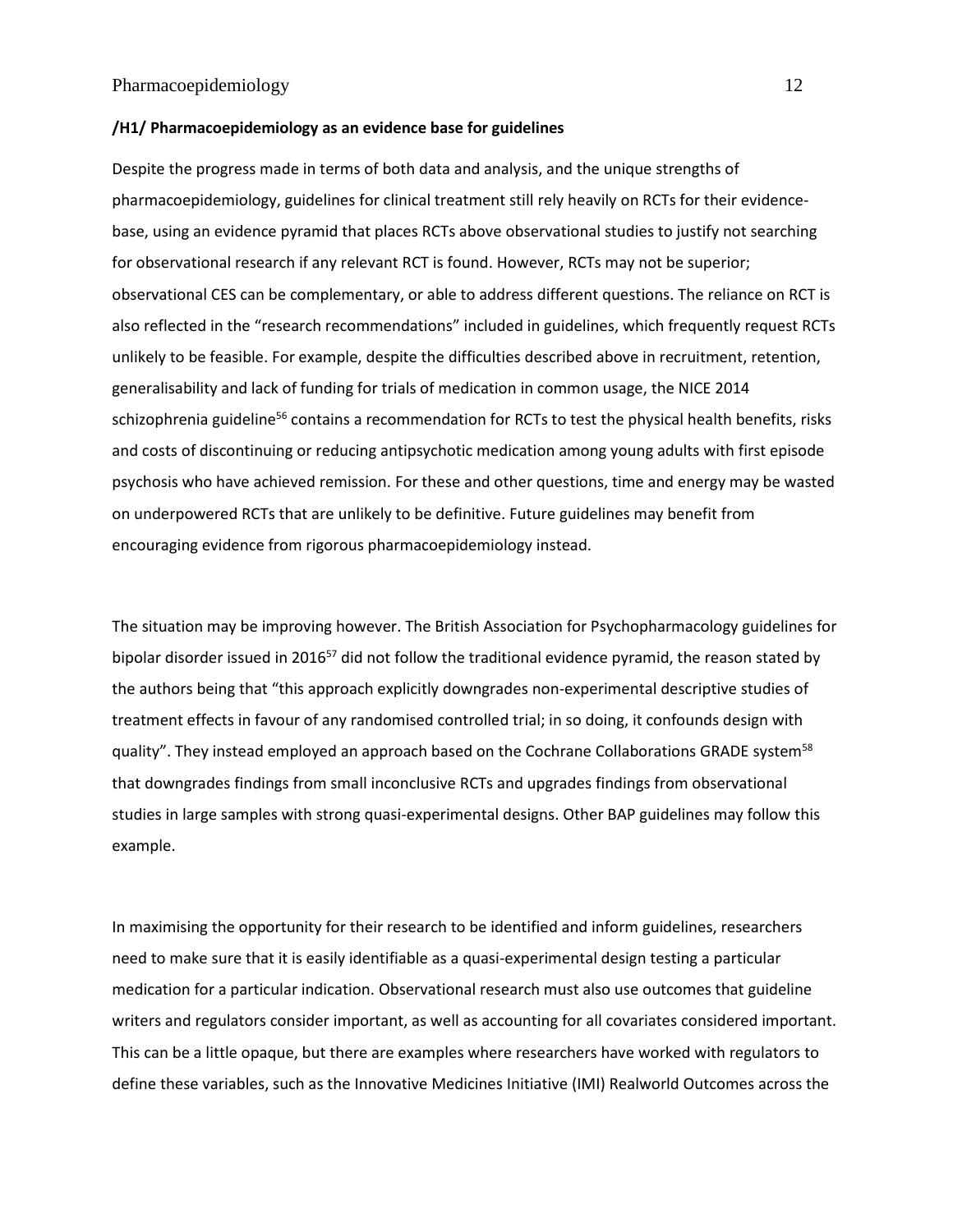# Pharmacoepidemiology as an evidence base for guidelines

Despite the progress made in terms of both data and analysis, and the unique strengths of pharmacoepidemiology, guidelines for clinical treatment still rely heavily on RCTs for their evidence-base, using an evidence pyramid that places RCTs above observational studies to justify not searching for observational research if any relevant RCT is found. However, RCTs may not be superior; observational CES can be complementary, or able to address different questions. The reliance on RCT is also reflected in the "research recommendations" included in guidelines, which frequently request RCTs unlikely to be feasible. For example, despite the difficulties described above in recruitment, retention, generalisability and lack of funding for trials of medication in common usage, the NICE 2014 schizophrenia guideline[56] contains a recommendation for RCTs to test the physical health benefits, risks and costs of discontinuing or reducing antipsychotic medication among young adults with first episode psychosis who have achieved remission. For these and other questions, time and energy may be wasted on underpowered RCTs that are unlikely to be definitive. Future guidelines may benefit from encouraging evidence from rigorous pharmacoepidemiology instead.

The situation may be improving however. The British Association for Psychopharmacology guidelines for bipolar disorder issued in 2016[57] did not follow the traditional evidence pyramid, the reason stated by the authors being that "this approach explicitly downgrades non-experimental descriptive studies of treatment effects in favour of any randomised controlled trial; in so doing, it confounds design with quality". They instead employed an approach based on the Cochrane Collaborations GRADE system[58] that downgrades findings from small inconclusive RCTs and upgrades findings from observational studies in large samples with strong quasi-experimental designs. Other BAP guidelines may follow this example.

In maximising the opportunity for their research to be identified and inform guidelines, researchers need to make sure that it is easily identifiable as a quasi-experimental design testing a particular medication for a particular indication. Observational research must also use outcomes that guideline writers and regulators consider important, as well as accounting for all covariates considered important. This can be a little opaque, but there are examples where researchers have worked with regulators to define these variables, such as the Innovative Medicines Initiative (IMI) Realworld Outcomes across the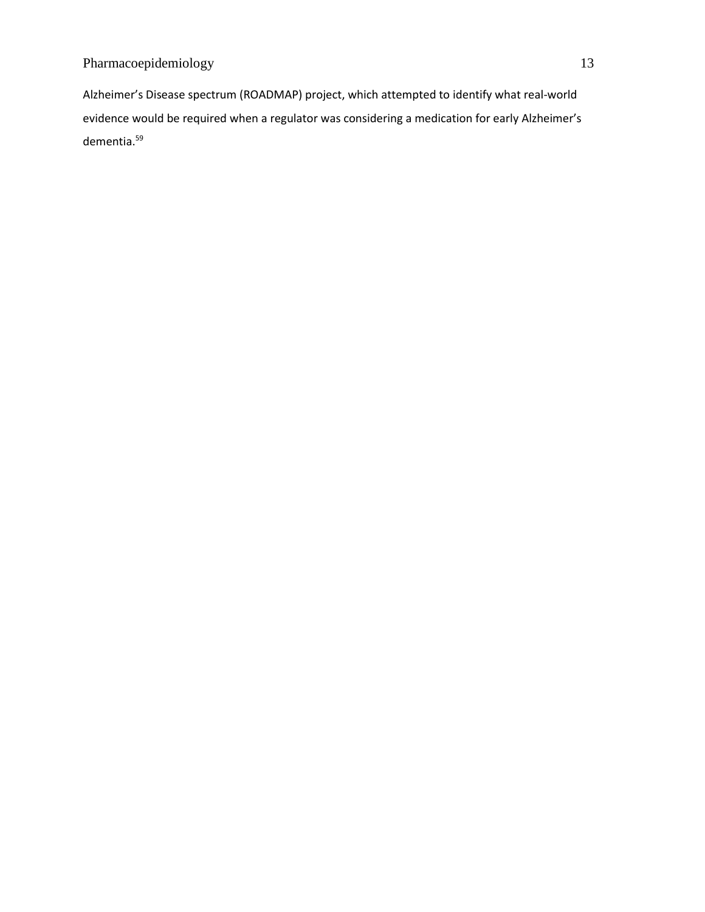Alzheimer’s Disease spectrum (ROADMAP) project, which attempted to identify what real-world evidence would be required when a regulator was considering a medication for early Alzheimer’s dementia.[59]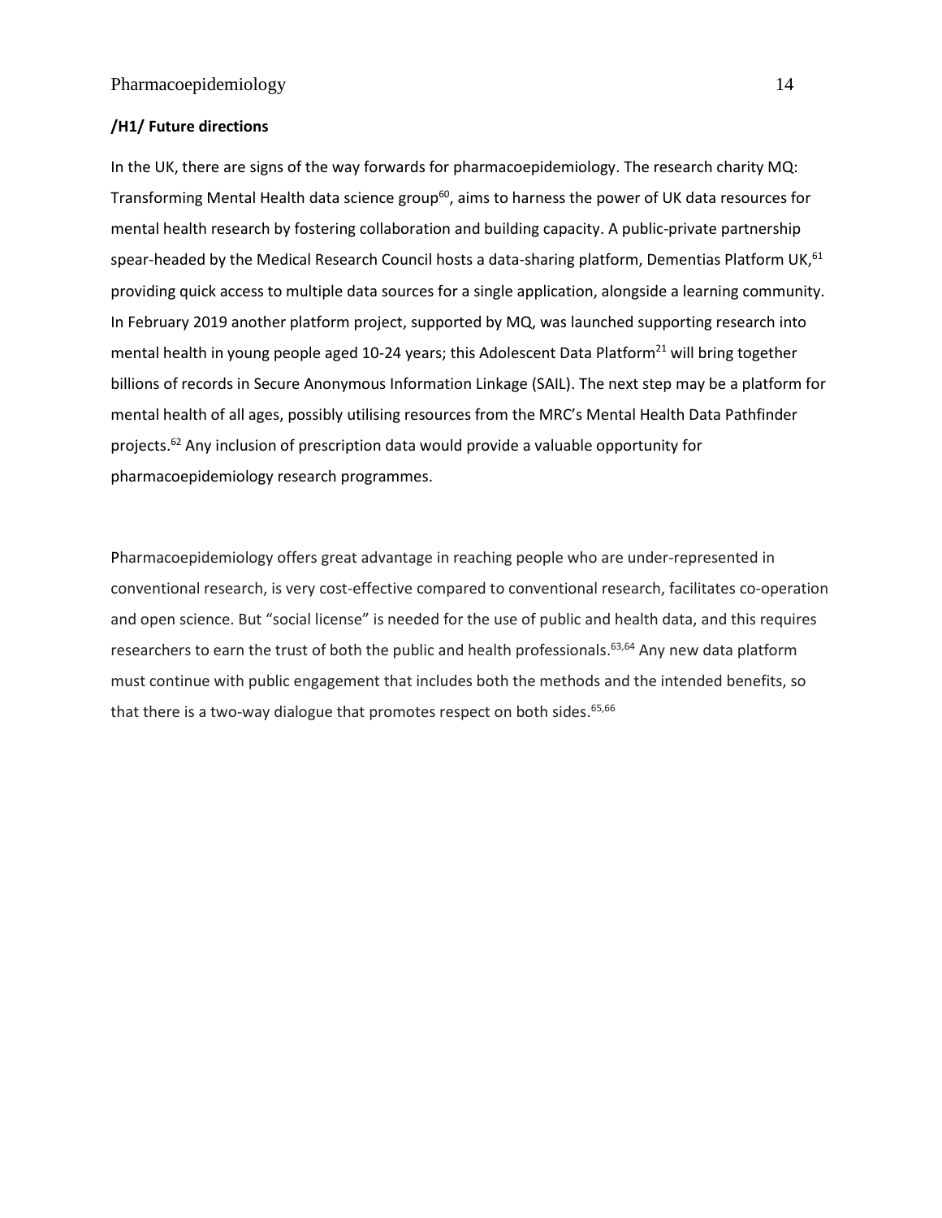# /H1/ Future directions

In the UK, there are signs of the way forwards for pharmacoepidemiology. The research charity MQ: Transforming Mental Health data science group[60], aims to harness the power of UK data resources for mental health research by fostering collaboration and building capacity. A public-private partnership spear-headed by the Medical Research Council hosts a data-sharing platform, Dementias Platform UK,[61] providing quick access to multiple data sources for a single application, alongside a learning community. In February 2019 another platform project, supported by MQ, was launched supporting research into mental health in young people aged 10-24 years; this Adolescent Data Platform[21] will bring together billions of records in Secure Anonymous Information Linkage (SAIL). The next step may be a platform for mental health of all ages, possibly utilising resources from the MRC's Mental Health Data Pathfinder projects.[62] Any inclusion of prescription data would provide a valuable opportunity for pharmacoepidemiology research programmes.

Pharmacoepidemiology offers great advantage in reaching people who are under-represented in conventional research, is very cost-effective compared to conventional research, facilitates co-operation and open science. But "social license" is needed for the use of public and health data, and this requires researchers to earn the trust of both the public and health professionals.[63,64] Any new data platform must continue with public engagement that includes both the methods and the intended benefits, so that there is a two-way dialogue that promotes respect on both sides.[65,66]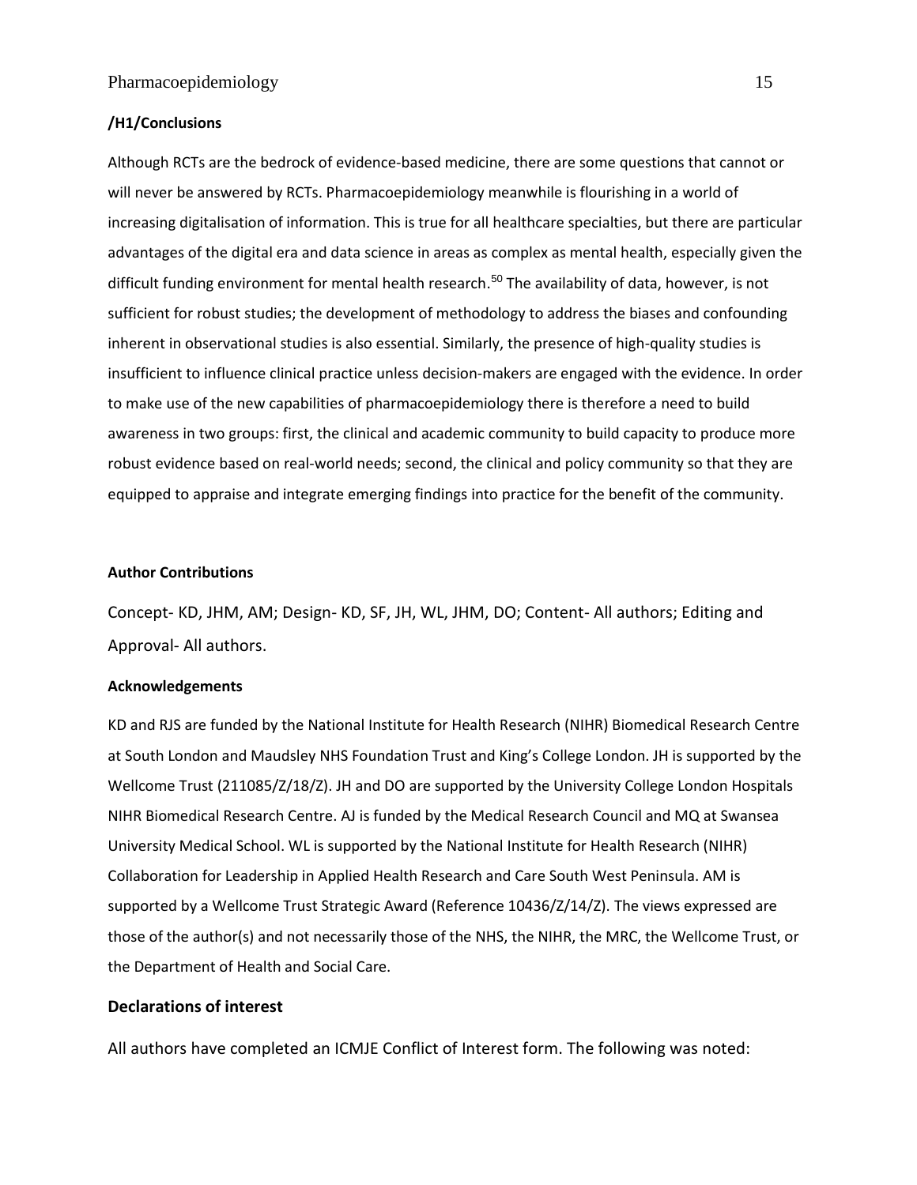## /H1/Conclusions

Although RCTs are the bedrock of evidence-based medicine, there are some questions that cannot or will never be answered by RCTs. Pharmacoepidemiology meanwhile is flourishing in a world of increasing digitalisation of information. This is true for all healthcare specialties, but there are particular advantages of the digital era and data science in areas as complex as mental health, especially given the difficult funding environment for mental health research.[50] The availability of data, however, is not sufficient for robust studies; the development of methodology to address the biases and confounding inherent in observational studies is also essential. Similarly, the presence of high-quality studies is insufficient to influence clinical practice unless decision-makers are engaged with the evidence. In order to make use of the new capabilities of pharmacoepidemiology there is therefore a need to build awareness in two groups: first, the clinical and academic community to build capacity to produce more robust evidence based on real-world needs; second, the clinical and policy community so that they are equipped to appraise and integrate emerging findings into practice for the benefit of the community.

### Author Contributions

Concept- KD, JHM, AM; Design- KD, SF, JH, WL, JHM, DO; Content- All authors; Editing and Approval- All authors.

### Acknowledgements

KD and RJS are funded by the National Institute for Health Research (NIHR) Biomedical Research Centre at South London and Maudsley NHS Foundation Trust and King's College London. JH is supported by the Wellcome Trust (211085/Z/18/Z). JH and DO are supported by the University College London Hospitals NIHR Biomedical Research Centre. AJ is funded by the Medical Research Council and MQ at Swansea University Medical School. WL is supported by the National Institute for Health Research (NIHR) Collaboration for Leadership in Applied Health Research and Care South West Peninsula. AM is supported by a Wellcome Trust Strategic Award (Reference 10436/Z/14/Z). The views expressed are those of the author(s) and not necessarily those of the NHS, the NIHR, the MRC, the Wellcome Trust, or the Department of Health and Social Care.

### Declarations of interest

All authors have completed an ICMJE Conflict of Interest form. The following was noted: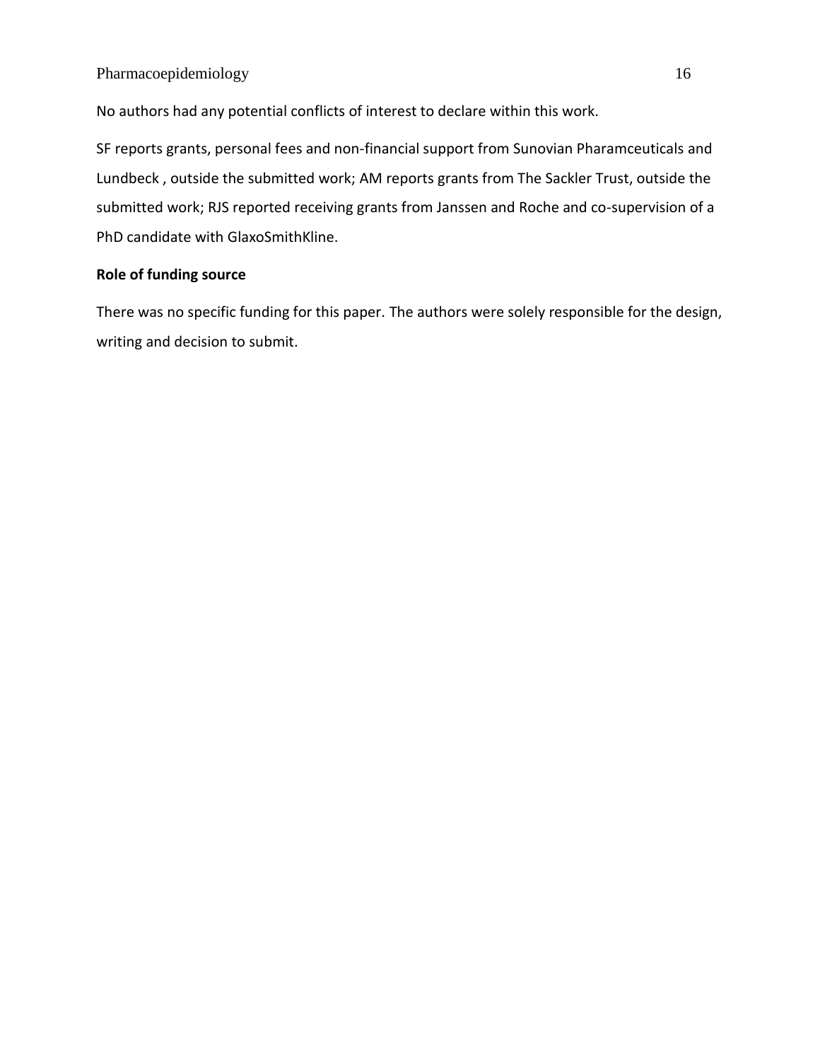No authors had any potential conflicts of interest to declare within this work.

SF reports grants, personal fees and non-financial support from Sunovian Pharamceuticals and Lundbeck , outside the submitted work; AM reports grants from The Sackler Trust, outside the submitted work; RJS reported receiving grants from Janssen and Roche and co-supervision of a PhD candidate with GlaxoSmithKline.

**Role of funding source**

There was no specific funding for this paper. The authors were solely responsible for the design, writing and decision to submit.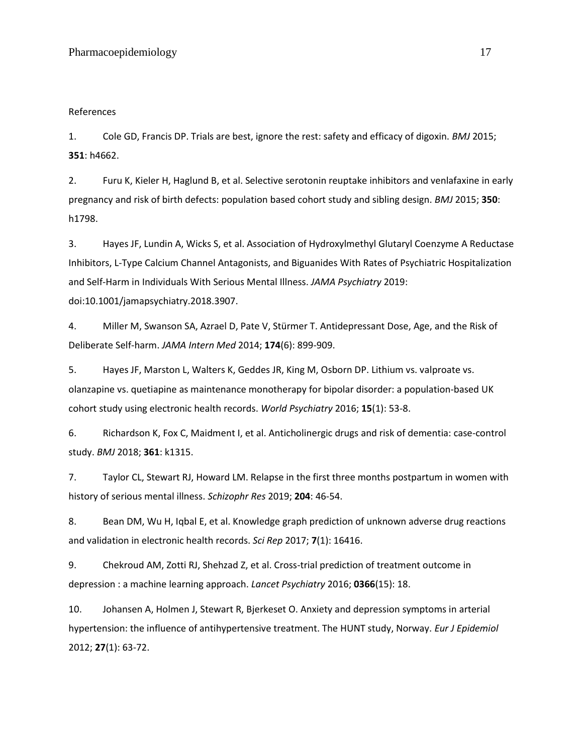References

1. Cole GD, Francis DP. Trials are best, ignore the rest: safety and efficacy of digoxin. *BMJ* 2015; **351**: h4662.

2. Furu K, Kieler H, Haglund B, et al. Selective serotonin reuptake inhibitors and venlafaxine in early pregnancy and risk of birth defects: population based cohort study and sibling design. *BMJ* 2015; **350**: h1798.

3. Hayes JF, Lundin A, Wicks S, et al. Association of Hydroxylmethyl Glutaryl Coenzyme A Reductase Inhibitors, L-Type Calcium Channel Antagonists, and Biguanides With Rates of Psychiatric Hospitalization and Self-Harm in Individuals With Serious Mental Illness. *JAMA Psychiatry* 2019: doi:10.1001/jamapsychiatry.2018.3907.

4. Miller M, Swanson SA, Azrael D, Pate V, Stürmer T. Antidepressant Dose, Age, and the Risk of Deliberate Self-harm. *JAMA Intern Med* 2014; **174**(6): 899-909.

5. Hayes JF, Marston L, Walters K, Geddes JR, King M, Osborn DP. Lithium vs. valproate vs. olanzapine vs. quetiapine as maintenance monotherapy for bipolar disorder: a population-based UK cohort study using electronic health records. *World Psychiatry* 2016; **15**(1): 53-8.

6. Richardson K, Fox C, Maidment I, et al. Anticholinergic drugs and risk of dementia: case-control study. *BMJ* 2018; **361**: k1315.

7. Taylor CL, Stewart RJ, Howard LM. Relapse in the first three months postpartum in women with history of serious mental illness. *Schizophr Res* 2019; **204**: 46-54.

8. Bean DM, Wu H, Iqbal E, et al. Knowledge graph prediction of unknown adverse drug reactions and validation in electronic health records. *Sci Rep* 2017; **7**(1): 16416.

9. Chekroud AM, Zotti RJ, Shehzad Z, et al. Cross-trial prediction of treatment outcome in depression : a machine learning approach. *Lancet Psychiatry* 2016; **0366**(15): 18.

10. Johansen A, Holmen J, Stewart R, Bjerkeset O. Anxiety and depression symptoms in arterial hypertension: the influence of antihypertensive treatment. The HUNT study, Norway. *Eur J Epidemiol* 2012; **27**(1): 63-72.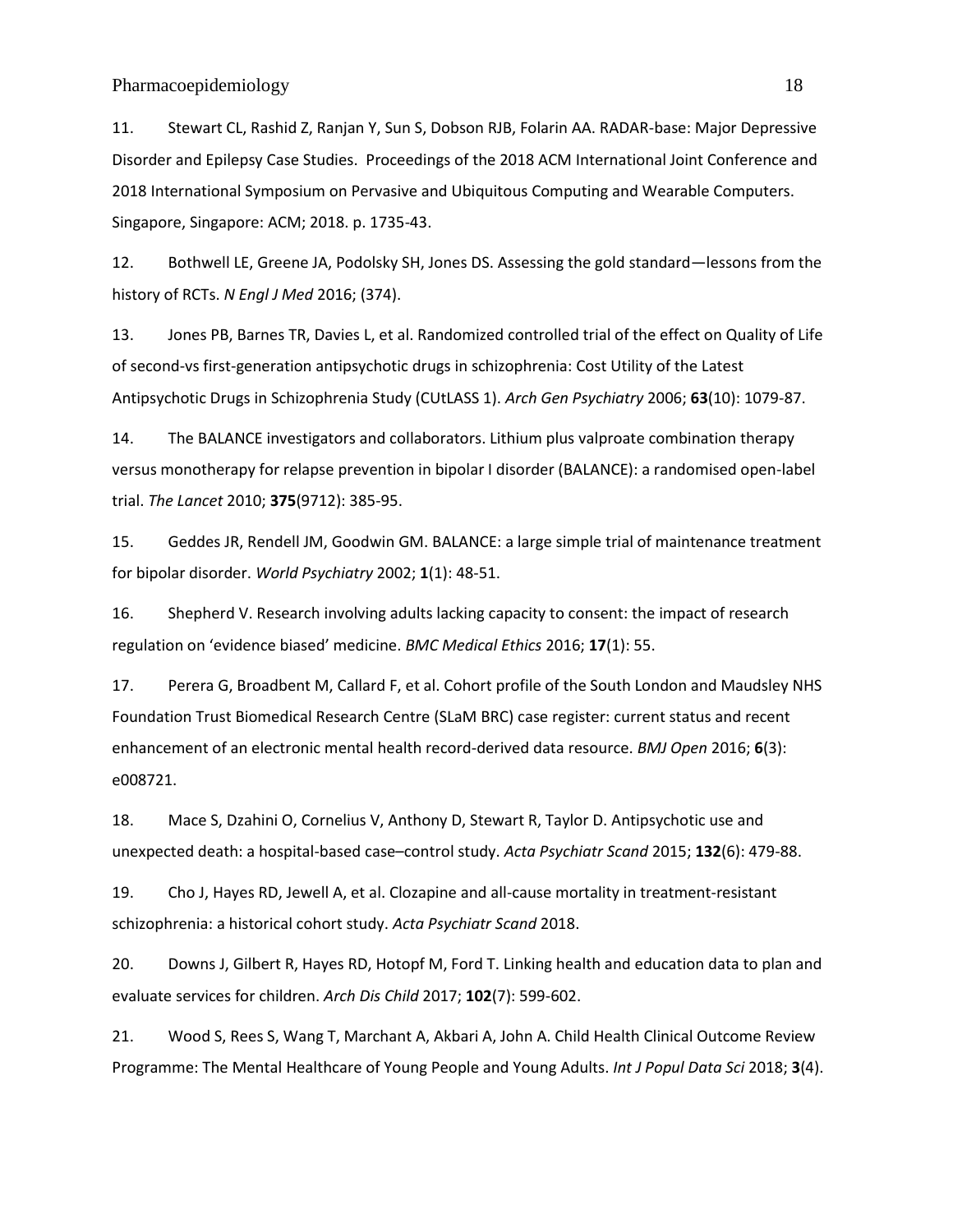11. Stewart CL, Rashid Z, Ranjan Y, Sun S, Dobson RJB, Folarin AA. RADAR-base: Major Depressive Disorder and Epilepsy Case Studies. Proceedings of the 2018 ACM International Joint Conference and 2018 International Symposium on Pervasive and Ubiquitous Computing and Wearable Computers. Singapore, Singapore: ACM; 2018. p. 1735-43.

12. Bothwell LE, Greene JA, Podolsky SH, Jones DS. Assessing the gold standard—lessons from the history of RCTs. *N Engl J Med* 2016; (374).

13. Jones PB, Barnes TR, Davies L, et al. Randomized controlled trial of the effect on Quality of Life of second-vs first-generation antipsychotic drugs in schizophrenia: Cost Utility of the Latest Antipsychotic Drugs in Schizophrenia Study (CUtLASS 1). *Arch Gen Psychiatry* 2006; **63**(10): 1079-87.

14. The BALANCE investigators and collaborators. Lithium plus valproate combination therapy versus monotherapy for relapse prevention in bipolar I disorder (BALANCE): a randomised open-label trial. *The Lancet* 2010; **375**(9712): 385-95.

15. Geddes JR, Rendell JM, Goodwin GM. BALANCE: a large simple trial of maintenance treatment for bipolar disorder. *World Psychiatry* 2002; **1**(1): 48-51.

16. Shepherd V. Research involving adults lacking capacity to consent: the impact of research regulation on 'evidence biased' medicine. *BMC Medical Ethics* 2016; **17**(1): 55.

17. Perera G, Broadbent M, Callard F, et al. Cohort profile of the South London and Maudsley NHS Foundation Trust Biomedical Research Centre (SLaM BRC) case register: current status and recent enhancement of an electronic mental health record-derived data resource. *BMJ Open* 2016; **6**(3): e008721.

18. Mace S, Dzahini O, Cornelius V, Anthony D, Stewart R, Taylor D. Antipsychotic use and unexpected death: a hospital-based case–control study. *Acta Psychiatr Scand* 2015; **132**(6): 479-88.

19. Cho J, Hayes RD, Jewell A, et al. Clozapine and all-cause mortality in treatment-resistant schizophrenia: a historical cohort study. *Acta Psychiatr Scand* 2018.

20. Downs J, Gilbert R, Hayes RD, Hotopf M, Ford T. Linking health and education data to plan and evaluate services for children. *Arch Dis Child* 2017; **102**(7): 599-602.

21. Wood S, Rees S, Wang T, Marchant A, Akbari A, John A. Child Health Clinical Outcome Review Programme: The Mental Healthcare of Young People and Young Adults. *Int J Popul Data Sci* 2018; **3**(4).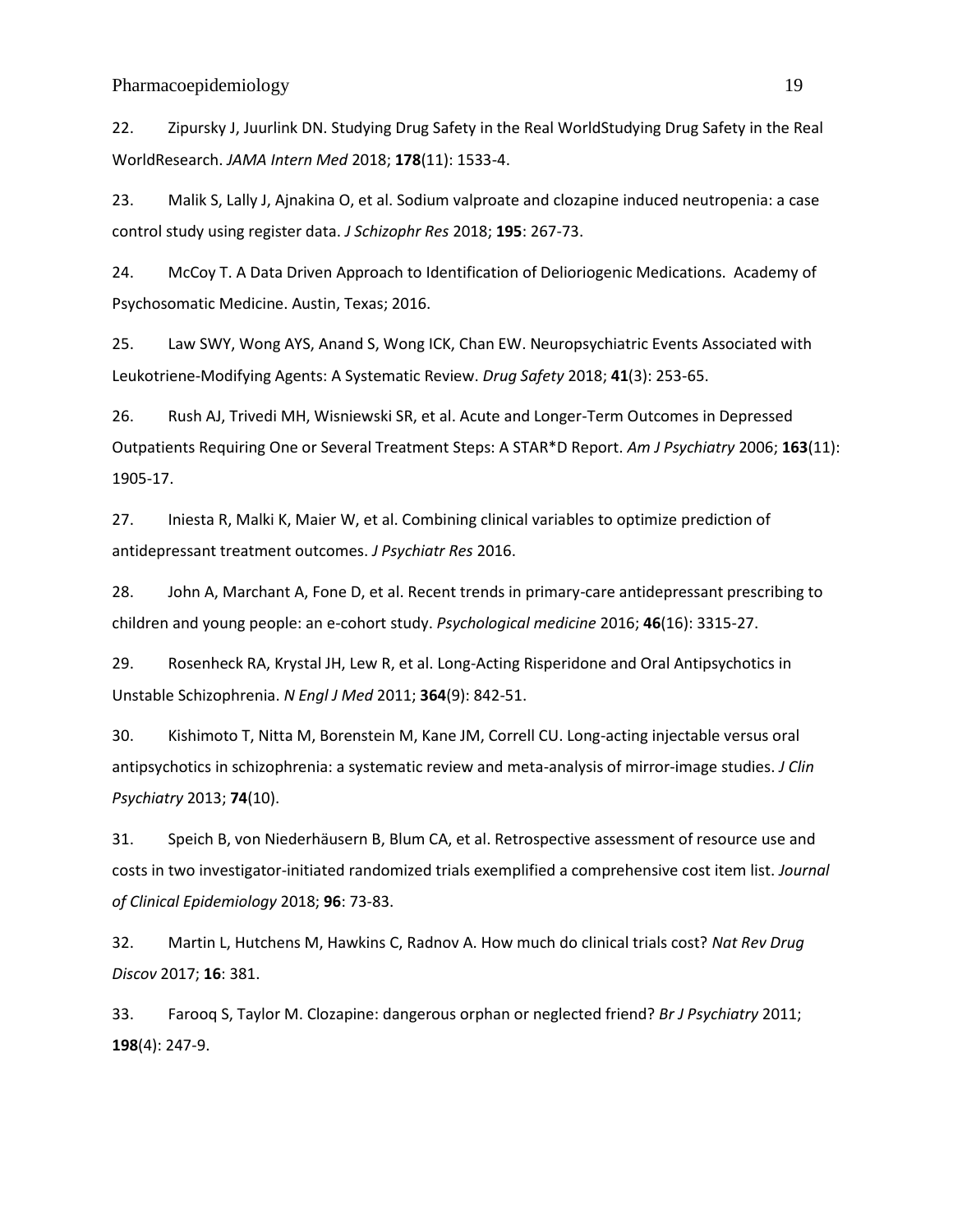22. Zipursky J, Juurlink DN. Studying Drug Safety in the Real WorldStudying Drug Safety in the Real WorldResearch. *JAMA Intern Med* 2018; **178**(11): 1533-4.

23. Malik S, Lally J, Ajnakina O, et al. Sodium valproate and clozapine induced neutropenia: a case control study using register data. *J Schizophr Res* 2018; **195**: 267-73.

24. McCoy T. A Data Driven Approach to Identification of Delioriogenic Medications. Academy of Psychosomatic Medicine. Austin, Texas; 2016.

25. Law SWY, Wong AYS, Anand S, Wong ICK, Chan EW. Neuropsychiatric Events Associated with Leukotriene-Modifying Agents: A Systematic Review. *Drug Safety* 2018; **41**(3): 253-65.

26. Rush AJ, Trivedi MH, Wisniewski SR, et al. Acute and Longer-Term Outcomes in Depressed Outpatients Requiring One or Several Treatment Steps: A STAR*D Report. *Am J Psychiatry* 2006; **163**(11): 1905-17.

27. Iniesta R, Malki K, Maier W, et al. Combining clinical variables to optimize prediction of antidepressant treatment outcomes. *J Psychiatr Res* 2016.

28. John A, Marchant A, Fone D, et al. Recent trends in primary-care antidepressant prescribing to children and young people: an e-cohort study. *Psychological medicine* 2016; **46**(16): 3315-27.

29. Rosenheck RA, Krystal JH, Lew R, et al. Long-Acting Risperidone and Oral Antipsychotics in Unstable Schizophrenia. *N Engl J Med* 2011; **364**(9): 842-51.

30. Kishimoto T, Nitta M, Borenstein M, Kane JM, Correll CU. Long-acting injectable versus oral antipsychotics in schizophrenia: a systematic review and meta-analysis of mirror-image studies. *J Clin Psychiatry* 2013; **74**(10).

31. Speich B, von Niederhäusern B, Blum CA, et al. Retrospective assessment of resource use and costs in two investigator-initiated randomized trials exemplified a comprehensive cost item list. *Journal of Clinical Epidemiology* 2018; **96**: 73-83.

32. Martin L, Hutchens M, Hawkins C, Radnov A. How much do clinical trials cost? *Nat Rev Drug Discov* 2017; **16**: 381.

33. Farooq S, Taylor M. Clozapine: dangerous orphan or neglected friend? *Br J Psychiatry* 2011; **198**(4): 247-9.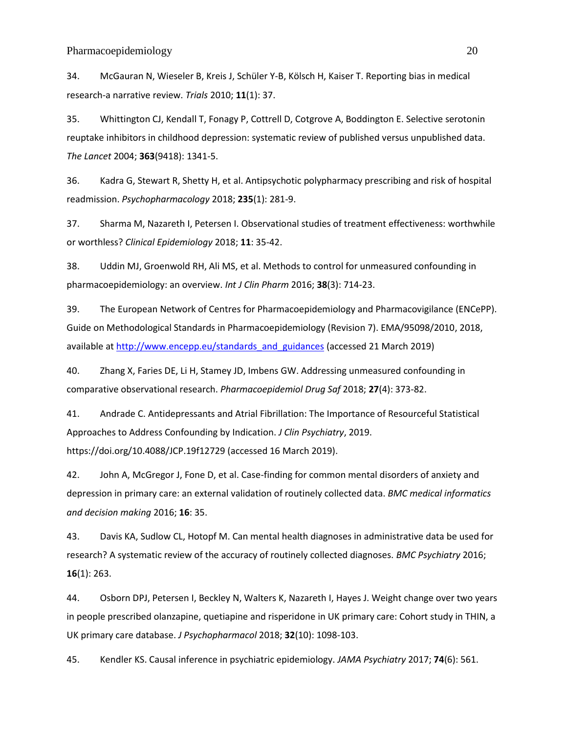34. McGauran N, Wieseler B, Kreis J, Schüler Y-B, Kölsch H, Kaiser T. Reporting bias in medical research-a narrative review. *Trials* 2010; **11**(1): 37.

35. Whittington CJ, Kendall T, Fonagy P, Cottrell D, Cotgrove A, Boddington E. Selective serotonin reuptake inhibitors in childhood depression: systematic review of published versus unpublished data. *The Lancet* 2004; **363**(9418): 1341-5.

36. Kadra G, Stewart R, Shetty H, et al. Antipsychotic polypharmacy prescribing and risk of hospital readmission. *Psychopharmacology* 2018; **235**(1): 281-9.

37. Sharma M, Nazareth I, Petersen I. Observational studies of treatment effectiveness: worthwhile or worthless? *Clinical Epidemiology* 2018; **11**: 35-42.

38. Uddin MJ, Groenwold RH, Ali MS, et al. Methods to control for unmeasured confounding in pharmacoepidemiology: an overview. *Int J Clin Pharm* 2016; **38**(3): 714-23.

39. The European Network of Centres for Pharmacoepidemiology and Pharmacovigilance (ENCePP). Guide on Methodological Standards in Pharmacoepidemiology (Revision 7). EMA/95098/2010, 2018, available at http://www.encepp.eu/standards_and_guidances (accessed 21 March 2019)

40. Zhang X, Faries DE, Li H, Stamey JD, Imbens GW. Addressing unmeasured confounding in comparative observational research. *Pharmacoepidemiol Drug Saf* 2018; **27**(4): 373-82.

41. Andrade C. Antidepressants and Atrial Fibrillation: The Importance of Resourceful Statistical Approaches to Address Confounding by Indication. *J Clin Psychiatry*, 2019. https://doi.org/10.4088/JCP.19f12729 (accessed 16 March 2019).

42. John A, McGregor J, Fone D, et al. Case-finding for common mental disorders of anxiety and depression in primary care: an external validation of routinely collected data. *BMC medical informatics and decision making* 2016; **16**: 35.

43. Davis KA, Sudlow CL, Hotopf M. Can mental health diagnoses in administrative data be used for research? A systematic review of the accuracy of routinely collected diagnoses. *BMC Psychiatry* 2016; **16**(1): 263.

44. Osborn DPJ, Petersen I, Beckley N, Walters K, Nazareth I, Hayes J. Weight change over two years in people prescribed olanzapine, quetiapine and risperidone in UK primary care: Cohort study in THIN, a UK primary care database. *J Psychopharmacol* 2018; **32**(10): 1098-103.

45. Kendler KS. Causal inference in psychiatric epidemiology. *JAMA Psychiatry* 2017; **74**(6): 561.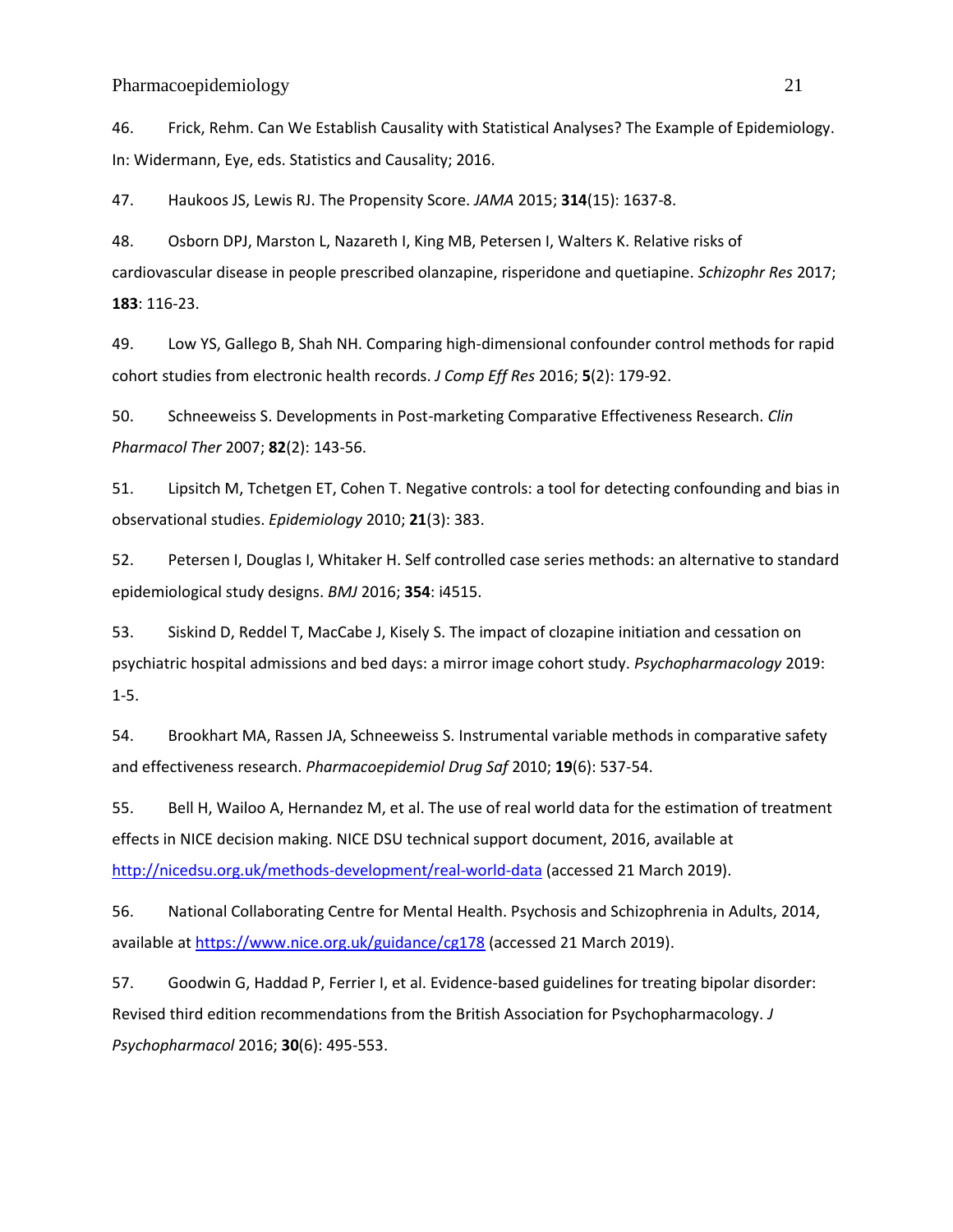46. Frick, Rehm. Can We Establish Causality with Statistical Analyses? The Example of Epidemiology. In: Widermann, Eye, eds. Statistics and Causality; 2016.

47. Haukoos JS, Lewis RJ. The Propensity Score. *JAMA* 2015; **314**(15): 1637-8.

48. Osborn DPJ, Marston L, Nazareth I, King MB, Petersen I, Walters K. Relative risks of cardiovascular disease in people prescribed olanzapine, risperidone and quetiapine. *Schizophr Res* 2017; **183**: 116-23.

49. Low YS, Gallego B, Shah NH. Comparing high-dimensional confounder control methods for rapid cohort studies from electronic health records. *J Comp Eff Res* 2016; **5**(2): 179-92.

50. Schneeweiss S. Developments in Post-marketing Comparative Effectiveness Research. *Clin Pharmacol Ther* 2007; **82**(2): 143-56.

51. Lipsitch M, Tchetgen ET, Cohen T. Negative controls: a tool for detecting confounding and bias in observational studies. *Epidemiology* 2010; **21**(3): 383.

52. Petersen I, Douglas I, Whitaker H. Self controlled case series methods: an alternative to standard epidemiological study designs. *BMJ* 2016; **354**: i4515.

53. Siskind D, Reddel T, MacCabe J, Kisely S. The impact of clozapine initiation and cessation on psychiatric hospital admissions and bed days: a mirror image cohort study. *Psychopharmacology* 2019: 1-5.

54. Brookhart MA, Rassen JA, Schneeweiss S. Instrumental variable methods in comparative safety and effectiveness research. *Pharmacoepidemiol Drug Saf* 2010; **19**(6): 537-54.

55. Bell H, Wailoo A, Hernandez M, et al. The use of real world data for the estimation of treatment effects in NICE decision making. NICE DSU technical support document, 2016, available at http://nicedsu.org.uk/methods-development/real-world-data (accessed 21 March 2019).

56. National Collaborating Centre for Mental Health. Psychosis and Schizophrenia in Adults, 2014, available at https://www.nice.org.uk/guidance/cg178 (accessed 21 March 2019).

57. Goodwin G, Haddad P, Ferrier I, et al. Evidence-based guidelines for treating bipolar disorder: Revised third edition recommendations from the British Association for Psychopharmacology. *J Psychopharmacol* 2016; **30**(6): 495-553.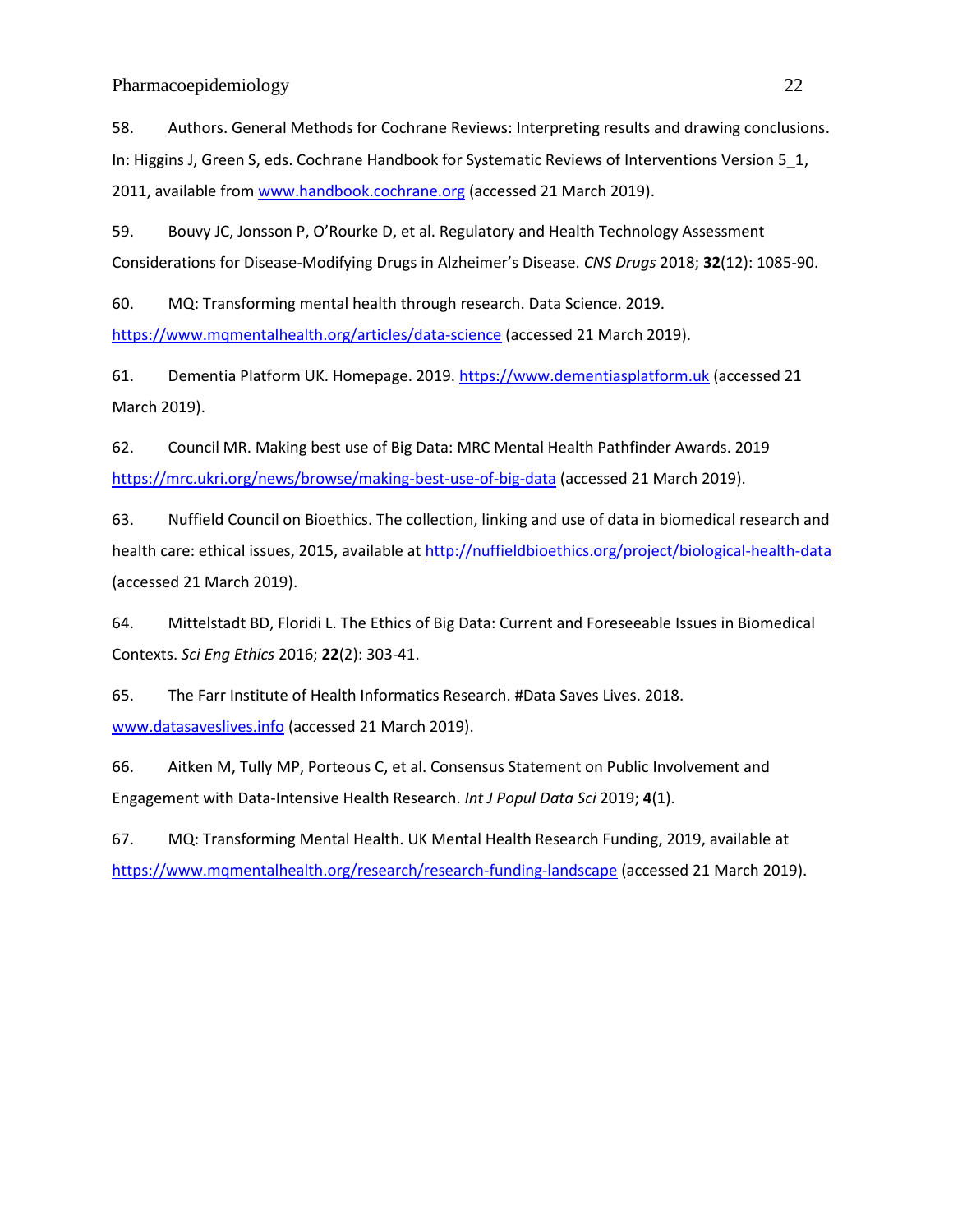58. Authors. General Methods for Cochrane Reviews: Interpreting results and drawing conclusions. In: Higgins J, Green S, eds. Cochrane Handbook for Systematic Reviews of Interventions Version 5_1, 2011, available from www.handbook.cochrane.org (accessed 21 March 2019).

59. Bouvy JC, Jonsson P, O'Rourke D, et al. Regulatory and Health Technology Assessment Considerations for Disease-Modifying Drugs in Alzheimer's Disease. *CNS Drugs* 2018; **32**(12): 1085-90.

60. MQ: Transforming mental health through research. Data Science. 2019. https://www.mqmentalhealth.org/articles/data-science (accessed 21 March 2019).

61. Dementia Platform UK. Homepage. 2019. https://www.dementiasplatform.uk (accessed 21 March 2019).

62. Council MR. Making best use of Big Data: MRC Mental Health Pathfinder Awards. 2019 https://mrc.ukri.org/news/browse/making-best-use-of-big-data (accessed 21 March 2019).

63. Nuffield Council on Bioethics. The collection, linking and use of data in biomedical research and health care: ethical issues, 2015, available at http://nuffieldbioethics.org/project/biological-health-data (accessed 21 March 2019).

64. Mittelstadt BD, Floridi L. The Ethics of Big Data: Current and Foreseeable Issues in Biomedical Contexts. *Sci Eng Ethics* 2016; **22**(2): 303-41.

65. The Farr Institute of Health Informatics Research. #Data Saves Lives. 2018. www.datasaveslives.info (accessed 21 March 2019).

66. Aitken M, Tully MP, Porteous C, et al. Consensus Statement on Public Involvement and Engagement with Data-Intensive Health Research. *Int J Popul Data Sci* 2019; **4**(1).

67. MQ: Transforming Mental Health. UK Mental Health Research Funding, 2019, available at https://www.mqmentalhealth.org/research/research-funding-landscape (accessed 21 March 2019).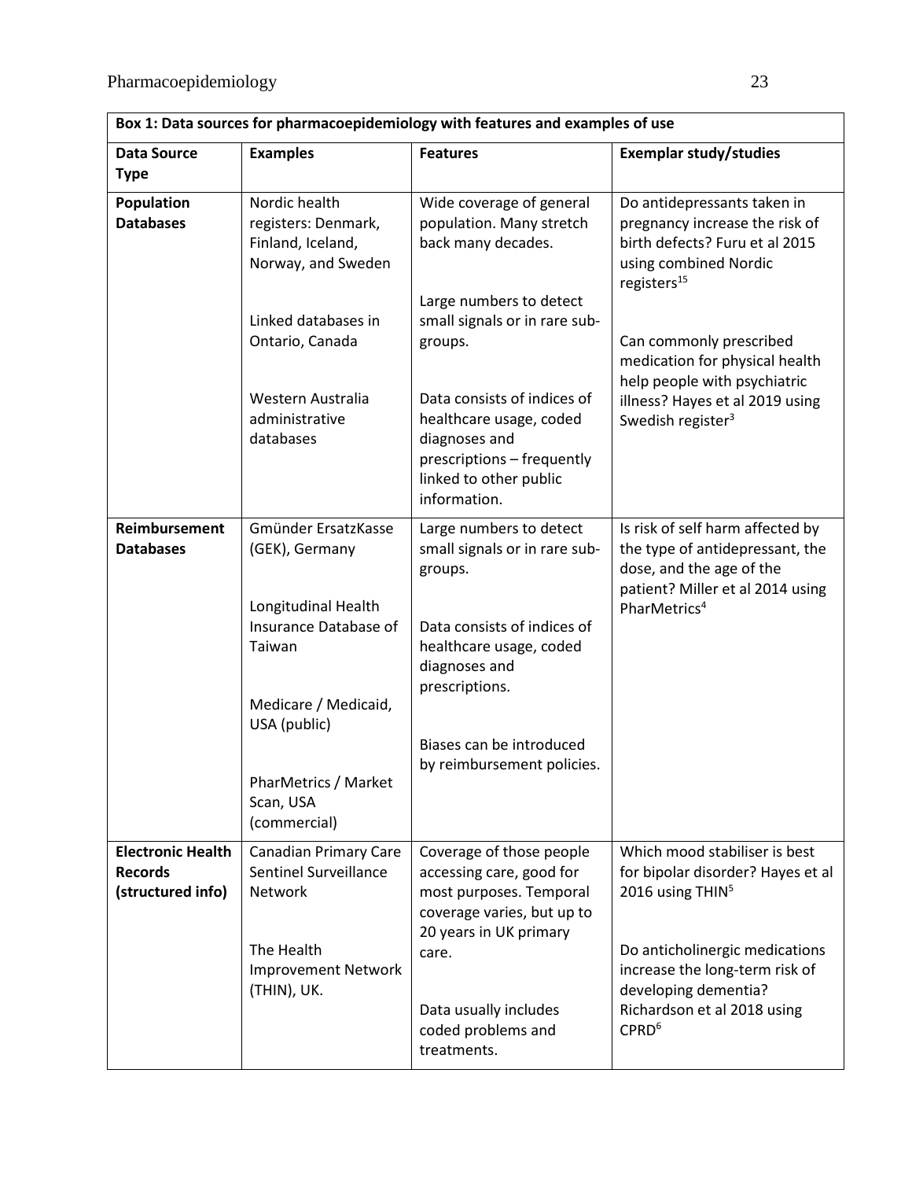| **Box 1: Data sources for pharmacoepidemiology with features and examples of use** | | | |
|---|---|---|---|
| **Data Source Type** | **Examples** | **Features** | **Exemplar study/studies** |
| **Population Databases** | Nordic health registers: Denmark, Finland, Iceland, Norway, and Sweden<br><br>Linked databases in Ontario, Canada<br><br>Western Australia administrative databases | Wide coverage of general population. Many stretch back many decades.<br><br>Large numbers to detect small signals or in rare sub-groups.<br><br>Data consists of indices of healthcare usage, coded diagnoses and prescriptions – frequently linked to other public information. | Do antidepressants taken in pregnancy increase the risk of birth defects? Furu et al 2015 using combined Nordic registers[15]<br><br>Can commonly prescribed medication for physical health help people with psychiatric illness? Hayes et al 2019 using Swedish register[3] |
| **Reimbursement Databases** | Gmünder ErsatzKasse (GEK), Germany<br><br>Longitudinal Health Insurance Database of Taiwan<br><br>Medicare / Medicaid, USA (public)<br><br>PharMetrics / Market Scan, USA (commercial) | Large numbers to detect small signals or in rare sub-groups.<br><br>Data consists of indices of healthcare usage, coded diagnoses and prescriptions.<br><br>Biases can be introduced by reimbursement policies. | Is risk of self harm affected by the type of antidepressant, the dose, and the age of the patient? Miller et al 2014 using PharMetrics[4] |
| **Electronic Health Records (structured info)** | Canadian Primary Care Sentinel Surveillance Network<br><br>The Health Improvement Network (THIN), UK. | Coverage of those people accessing care, good for most purposes. Temporal coverage varies, but up to 20 years in UK primary care.<br><br>Data usually includes coded problems and treatments. | Which mood stabiliser is best for bipolar disorder? Hayes et al 2016 using THIN[5]<br><br>Do anticholinergic medications increase the long-term risk of developing dementia? Richardson et al 2018 using CPRD[6] |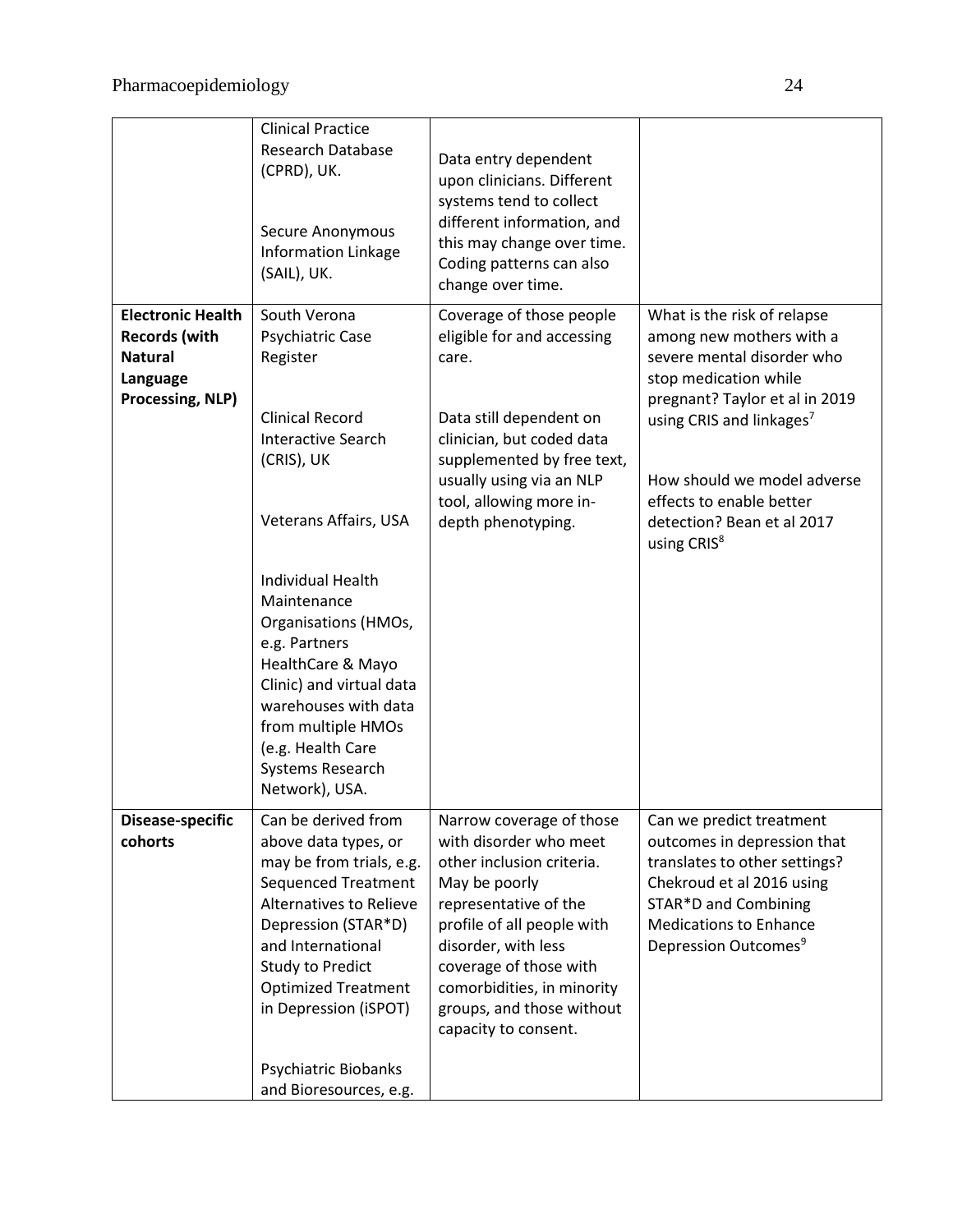| | | | |
|---|---|---|---|
| | Clinical Practice Research Database (CPRD), UK.<br><br>Secure Anonymous Information Linkage (SAIL), UK. | Data entry dependent upon clinicians. Different systems tend to collect different information, and this may change over time. Coding patterns can also change over time. | |
| **Electronic Health Records (with Natural Language Processing, NLP)** | South Verona Psychiatric Case Register<br><br>Clinical Record Interactive Search (CRIS), UK<br><br>Veterans Affairs, USA<br><br>Individual Health Maintenance Organisations (HMOs, e.g. Partners HealthCare & Mayo Clinic) and virtual data warehouses with data from multiple HMOs (e.g. Health Care Systems Research Network), USA. | Coverage of those people eligible for and accessing care.<br><br>Data still dependent on clinician, but coded data supplemented by free text, usually using via an NLP tool, allowing more in-depth phenotyping. | What is the risk of relapse among new mothers with a severe mental disorder who stop medication while pregnant? Taylor et al in 2019 using CRIS and linkages[7]<br><br>How should we model adverse effects to enable better detection? Bean et al 2017 using CRIS[8] |
| **Disease-specific cohorts** | Can be derived from above data types, or may be from trials, e.g. Sequenced Treatment Alternatives to Relieve Depression (STAR*D) and International Study to Predict Optimized Treatment in Depression (iSPOT)<br><br>Psychiatric Biobanks and Bioresources, e.g. | Narrow coverage of those with disorder who meet other inclusion criteria. May be poorly representative of the profile of all people with disorder, with less coverage of those with comorbidities, in minority groups, and those without capacity to consent. | Can we predict treatment outcomes in depression that translates to other settings? Chekroud et al 2016 using STAR*D and Combining Medications to Enhance Depression Outcomes[9] |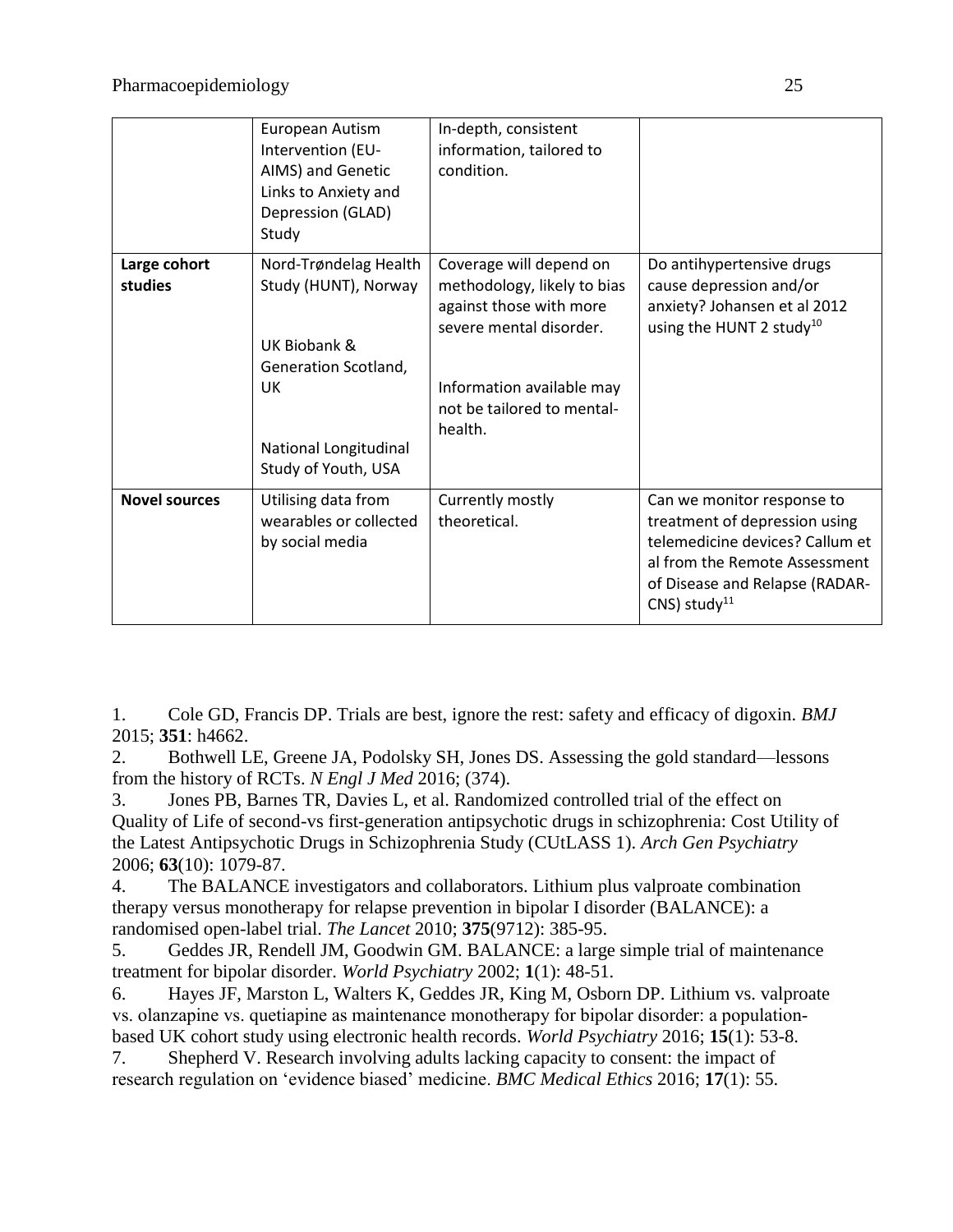| | | | |
|---|---|---|---|
| | European Autism Intervention (EU-AIMS) and Genetic Links to Anxiety and Depression (GLAD) Study | In-depth, consistent information, tailored to condition. | |
| **Large cohort studies** | Nord-Trøndelag Health Study (HUNT), Norway<br><br>UK Biobank & Generation Scotland, UK<br><br>National Longitudinal Study of Youth, USA | Coverage will depend on methodology, likely to bias against those with more severe mental disorder.<br><br>Information available may not be tailored to mental-health. | Do antihypertensive drugs cause depression and/or anxiety? Johansen et al 2012 using the HUNT 2 study[10] |
| **Novel sources** | Utilising data from wearables or collected by social media | Currently mostly theoretical. | Can we monitor response to treatment of depression using telemedicine devices? Callum et al from the Remote Assessment of Disease and Relapse (RADAR-CNS) study[11] |

1. Cole GD, Francis DP. Trials are best, ignore the rest: safety and efficacy of digoxin. *BMJ* 2015; **351**: h4662.
2. Bothwell LE, Greene JA, Podolsky SH, Jones DS. Assessing the gold standard—lessons from the history of RCTs. *N Engl J Med* 2016; (374).
3. Jones PB, Barnes TR, Davies L, et al. Randomized controlled trial of the effect on Quality of Life of second-vs first-generation antipsychotic drugs in schizophrenia: Cost Utility of the Latest Antipsychotic Drugs in Schizophrenia Study (CUtLASS 1). *Arch Gen Psychiatry* 2006; **63**(10): 1079-87.
4. The BALANCE investigators and collaborators. Lithium plus valproate combination therapy versus monotherapy for relapse prevention in bipolar I disorder (BALANCE): a randomised open-label trial. *The Lancet* 2010; **375**(9712): 385-95.
5. Geddes JR, Rendell JM, Goodwin GM. BALANCE: a large simple trial of maintenance treatment for bipolar disorder. *World Psychiatry* 2002; **1**(1): 48-51.
6. Hayes JF, Marston L, Walters K, Geddes JR, King M, Osborn DP. Lithium vs. valproate vs. olanzapine vs. quetiapine as maintenance monotherapy for bipolar disorder: a population-based UK cohort study using electronic health records. *World Psychiatry* 2016; **15**(1): 53-8.
7. Shepherd V. Research involving adults lacking capacity to consent: the impact of research regulation on 'evidence biased' medicine. *BMC Medical Ethics* 2016; **17**(1): 55.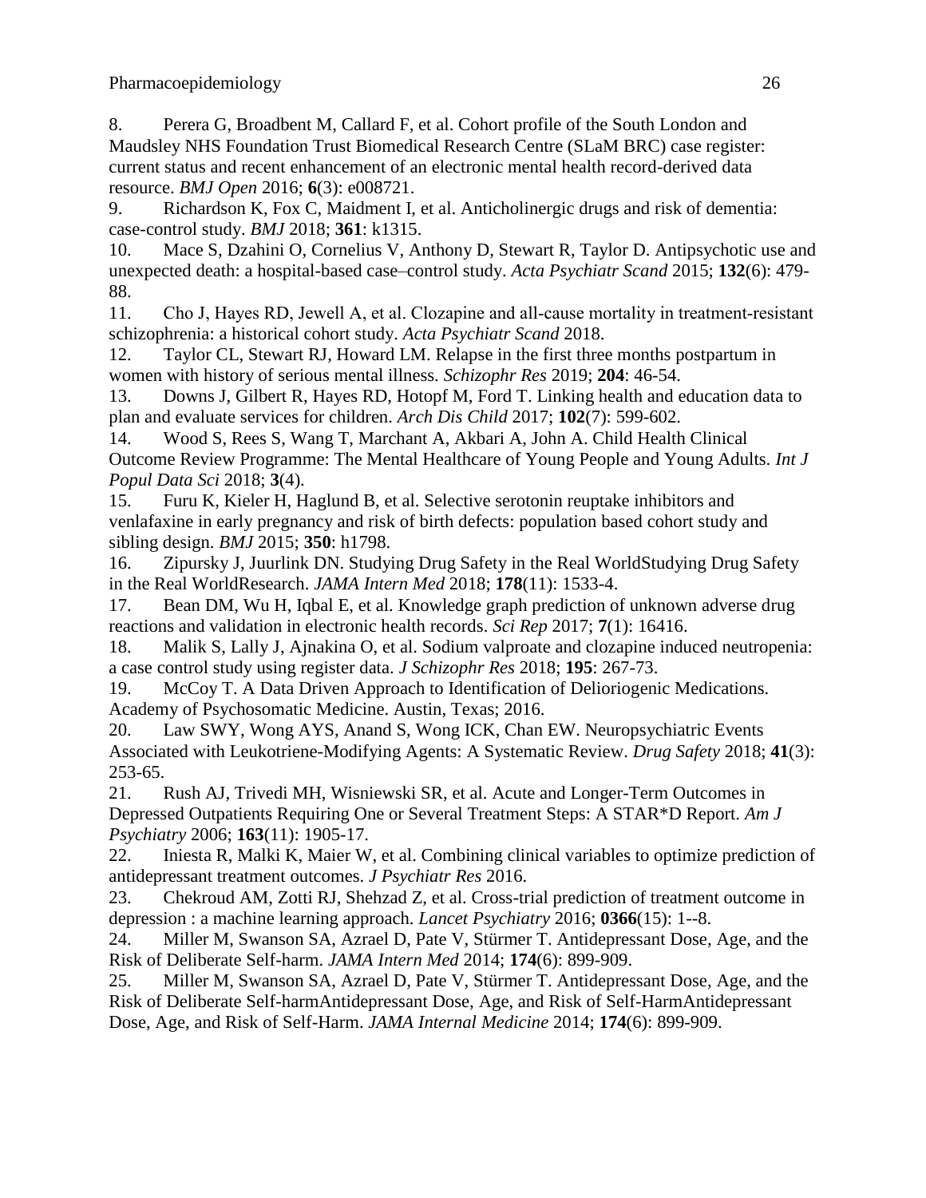8. Perera G, Broadbent M, Callard F, et al. Cohort profile of the South London and Maudsley NHS Foundation Trust Biomedical Research Centre (SLaM BRC) case register: current status and recent enhancement of an electronic mental health record-derived data resource. *BMJ Open* 2016; **6**(3): e008721.
9. Richardson K, Fox C, Maidment I, et al. Anticholinergic drugs and risk of dementia: case-control study. *BMJ* 2018; **361**: k1315.
10. Mace S, Dzahini O, Cornelius V, Anthony D, Stewart R, Taylor D. Antipsychotic use and unexpected death: a hospital-based case–control study. *Acta Psychiatr Scand* 2015; **132**(6): 479-88.
11. Cho J, Hayes RD, Jewell A, et al. Clozapine and all-cause mortality in treatment-resistant schizophrenia: a historical cohort study. *Acta Psychiatr Scand* 2018.
12. Taylor CL, Stewart RJ, Howard LM. Relapse in the first three months postpartum in women with history of serious mental illness. *Schizophr Res* 2019; **204**: 46-54.
13. Downs J, Gilbert R, Hayes RD, Hotopf M, Ford T. Linking health and education data to plan and evaluate services for children. *Arch Dis Child* 2017; **102**(7): 599-602.
14. Wood S, Rees S, Wang T, Marchant A, Akbari A, John A. Child Health Clinical Outcome Review Programme: The Mental Healthcare of Young People and Young Adults. *Int J Popul Data Sci* 2018; **3**(4).
15. Furu K, Kieler H, Haglund B, et al. Selective serotonin reuptake inhibitors and venlafaxine in early pregnancy and risk of birth defects: population based cohort study and sibling design. *BMJ* 2015; **350**: h1798.
16. Zipursky J, Juurlink DN. Studying Drug Safety in the Real WorldStudying Drug Safety in the Real WorldResearch. *JAMA Intern Med* 2018; **178**(11): 1533-4.
17. Bean DM, Wu H, Iqbal E, et al. Knowledge graph prediction of unknown adverse drug reactions and validation in electronic health records. *Sci Rep* 2017; **7**(1): 16416.
18. Malik S, Lally J, Ajnakina O, et al. Sodium valproate and clozapine induced neutropenia: a case control study using register data. *J Schizophr Res* 2018; **195**: 267-73.
19. McCoy T. A Data Driven Approach to Identification of Delioriogenic Medications. Academy of Psychosomatic Medicine. Austin, Texas; 2016.
20. Law SWY, Wong AYS, Anand S, Wong ICK, Chan EW. Neuropsychiatric Events Associated with Leukotriene-Modifying Agents: A Systematic Review. *Drug Safety* 2018; **41**(3): 253-65.
21. Rush AJ, Trivedi MH, Wisniewski SR, et al. Acute and Longer-Term Outcomes in Depressed Outpatients Requiring One or Several Treatment Steps: A STAR*D Report. *Am J Psychiatry* 2006; **163**(11): 1905-17.
22. Iniesta R, Malki K, Maier W, et al. Combining clinical variables to optimize prediction of antidepressant treatment outcomes. *J Psychiatr Res* 2016.
23. Chekroud AM, Zotti RJ, Shehzad Z, et al. Cross-trial prediction of treatment outcome in depression : a machine learning approach. *Lancet Psychiatry* 2016; **0366**(15): 1--8.
24. Miller M, Swanson SA, Azrael D, Pate V, Stürmer T. Antidepressant Dose, Age, and the Risk of Deliberate Self-harm. *JAMA Intern Med* 2014; **174**(6): 899-909.
25. Miller M, Swanson SA, Azrael D, Pate V, Stürmer T. Antidepressant Dose, Age, and the Risk of Deliberate Self-harmAntidepressant Dose, Age, and Risk of Self-HarmAntidepressant Dose, Age, and Risk of Self-Harm. *JAMA Internal Medicine* 2014; **174**(6): 899-909.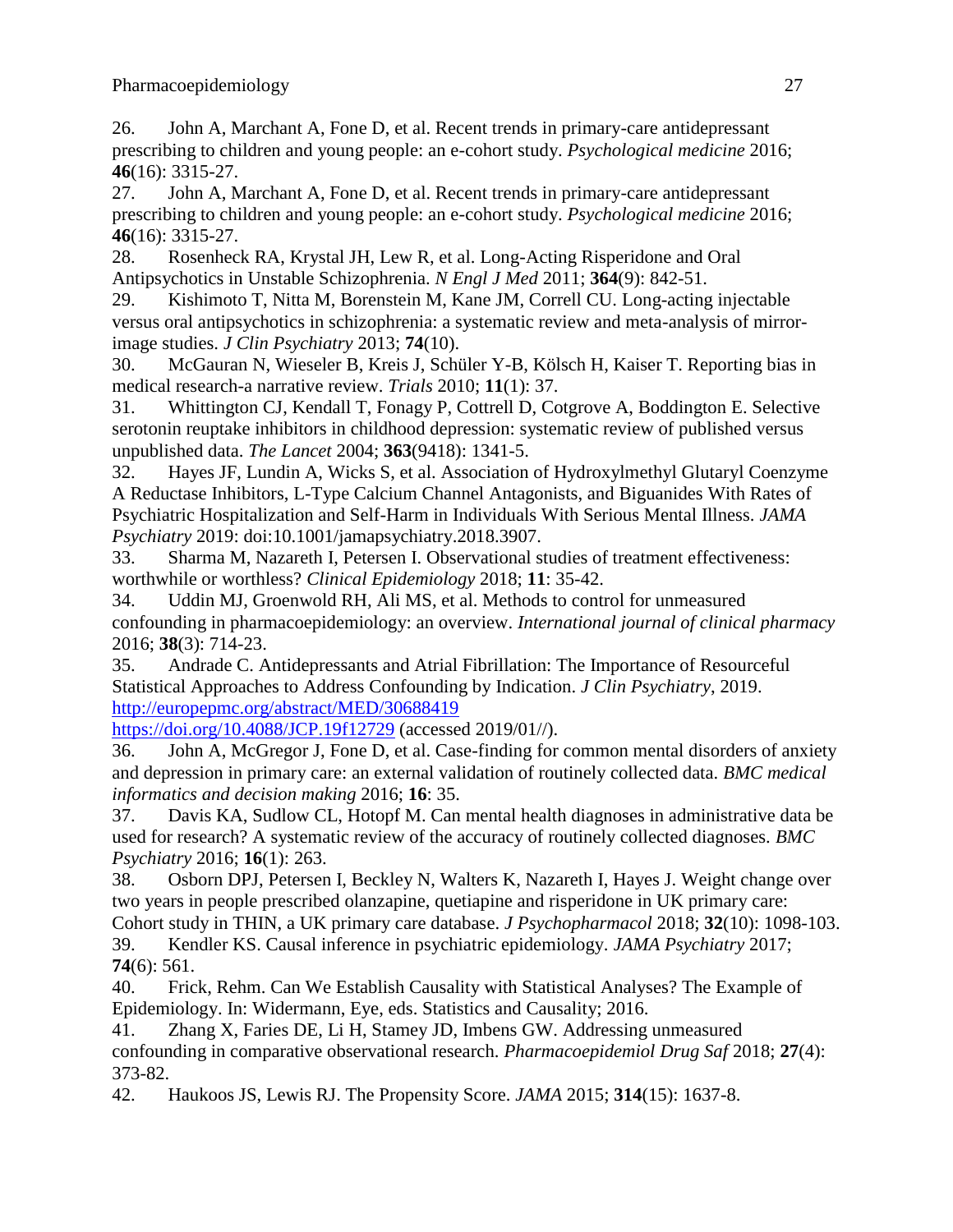26. John A, Marchant A, Fone D, et al. Recent trends in primary-care antidepressant prescribing to children and young people: an e-cohort study. *Psychological medicine* 2016; **46**(16): 3315-27.

27. John A, Marchant A, Fone D, et al. Recent trends in primary-care antidepressant prescribing to children and young people: an e-cohort study. *Psychological medicine* 2016; **46**(16): 3315-27.

28. Rosenheck RA, Krystal JH, Lew R, et al. Long-Acting Risperidone and Oral Antipsychotics in Unstable Schizophrenia. *N Engl J Med* 2011; **364**(9): 842-51.

29. Kishimoto T, Nitta M, Borenstein M, Kane JM, Correll CU. Long-acting injectable versus oral antipsychotics in schizophrenia: a systematic review and meta-analysis of mirror-image studies. *J Clin Psychiatry* 2013; **74**(10).

30. McGauran N, Wieseler B, Kreis J, Schüler Y-B, Kölsch H, Kaiser T. Reporting bias in medical research-a narrative review. *Trials* 2010; **11**(1): 37.

31. Whittington CJ, Kendall T, Fonagy P, Cottrell D, Cotgrove A, Boddington E. Selective serotonin reuptake inhibitors in childhood depression: systematic review of published versus unpublished data. *The Lancet* 2004; **363**(9418): 1341-5.

32. Hayes JF, Lundin A, Wicks S, et al. Association of Hydroxylmethyl Glutaryl Coenzyme A Reductase Inhibitors, L-Type Calcium Channel Antagonists, and Biguanides With Rates of Psychiatric Hospitalization and Self-Harm in Individuals With Serious Mental Illness. *JAMA Psychiatry* 2019: doi:10.1001/jamapsychiatry.2018.3907.

33. Sharma M, Nazareth I, Petersen I. Observational studies of treatment effectiveness: worthwhile or worthless? *Clinical Epidemiology* 2018; **11**: 35-42.

34. Uddin MJ, Groenwold RH, Ali MS, et al. Methods to control for unmeasured confounding in pharmacoepidemiology: an overview. *International journal of clinical pharmacy* 2016; **38**(3): 714-23.

35. Andrade C. Antidepressants and Atrial Fibrillation: The Importance of Resourceful Statistical Approaches to Address Confounding by Indication. *J Clin Psychiatry*, 2019. http://europepmc.org/abstract/MED/30688419
https://doi.org/10.4088/JCP.19f12729 (accessed 2019/01//).

36. John A, McGregor J, Fone D, et al. Case-finding for common mental disorders of anxiety and depression in primary care: an external validation of routinely collected data. *BMC medical informatics and decision making* 2016; **16**: 35.

37. Davis KA, Sudlow CL, Hotopf M. Can mental health diagnoses in administrative data be used for research? A systematic review of the accuracy of routinely collected diagnoses. *BMC Psychiatry* 2016; **16**(1): 263.

38. Osborn DPJ, Petersen I, Beckley N, Walters K, Nazareth I, Hayes J. Weight change over two years in people prescribed olanzapine, quetiapine and risperidone in UK primary care: Cohort study in THIN, a UK primary care database. *J Psychopharmacol* 2018; **32**(10): 1098-103.

39. Kendler KS. Causal inference in psychiatric epidemiology. *JAMA Psychiatry* 2017; **74**(6): 561.

40. Frick, Rehm. Can We Establish Causality with Statistical Analyses? The Example of Epidemiology. In: Widermann, Eye, eds. Statistics and Causality; 2016.

41. Zhang X, Faries DE, Li H, Stamey JD, Imbens GW. Addressing unmeasured confounding in comparative observational research. *Pharmacoepidemiol Drug Saf* 2018; **27**(4): 373-82.

42. Haukoos JS, Lewis RJ. The Propensity Score. *JAMA* 2015; **314**(15): 1637-8.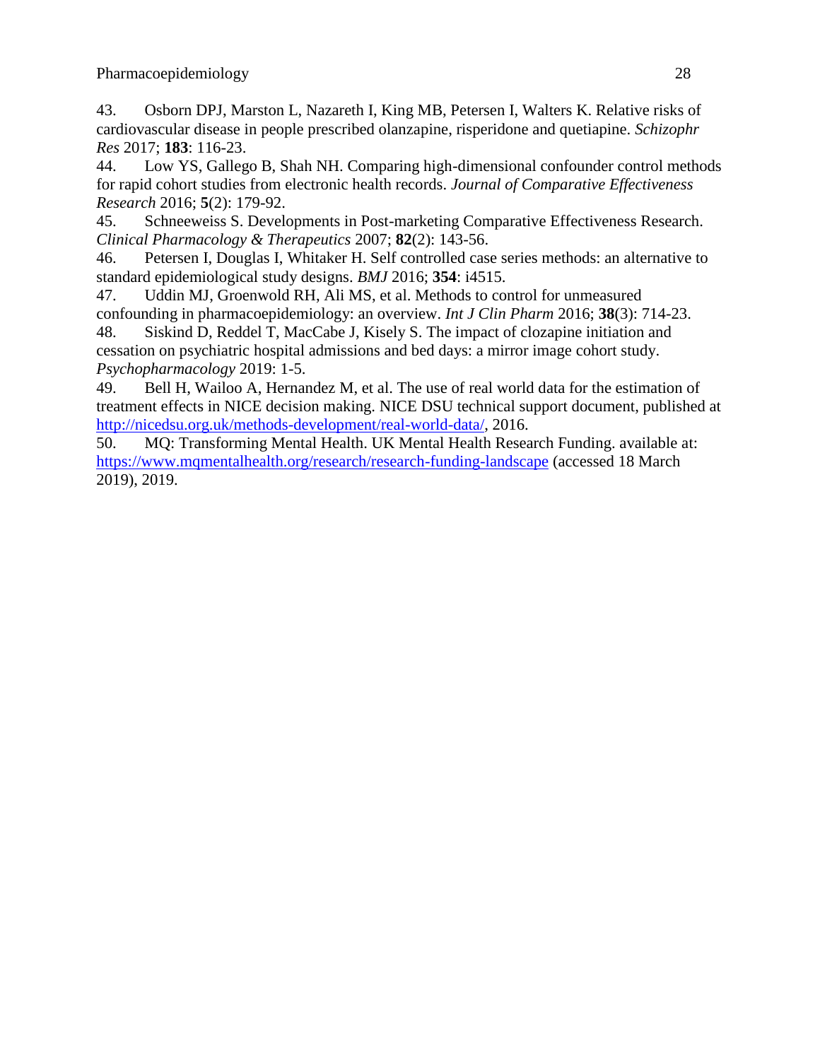43. Osborn DPJ, Marston L, Nazareth I, King MB, Petersen I, Walters K. Relative risks of cardiovascular disease in people prescribed olanzapine, risperidone and quetiapine. *Schizophr Res* 2017; **183**: 116-23.

44. Low YS, Gallego B, Shah NH. Comparing high-dimensional confounder control methods for rapid cohort studies from electronic health records. *Journal of Comparative Effectiveness Research* 2016; **5**(2): 179-92.

45. Schneeweiss S. Developments in Post-marketing Comparative Effectiveness Research. *Clinical Pharmacology & Therapeutics* 2007; **82**(2): 143-56.

46. Petersen I, Douglas I, Whitaker H. Self controlled case series methods: an alternative to standard epidemiological study designs. *BMJ* 2016; **354**: i4515.

47. Uddin MJ, Groenwold RH, Ali MS, et al. Methods to control for unmeasured confounding in pharmacoepidemiology: an overview. *Int J Clin Pharm* 2016; **38**(3): 714-23.

48. Siskind D, Reddel T, MacCabe J, Kisely S. The impact of clozapine initiation and cessation on psychiatric hospital admissions and bed days: a mirror image cohort study. *Psychopharmacology* 2019: 1-5.

49. Bell H, Wailoo A, Hernandez M, et al. The use of real world data for the estimation of treatment effects in NICE decision making. NICE DSU technical support document, published at http://nicedsu.org.uk/methods-development/real-world-data/, 2016.

50. MQ: Transforming Mental Health. UK Mental Health Research Funding. available at: https://www.mqmentalhealth.org/research/research-funding-landscape (accessed 18 March 2019), 2019.